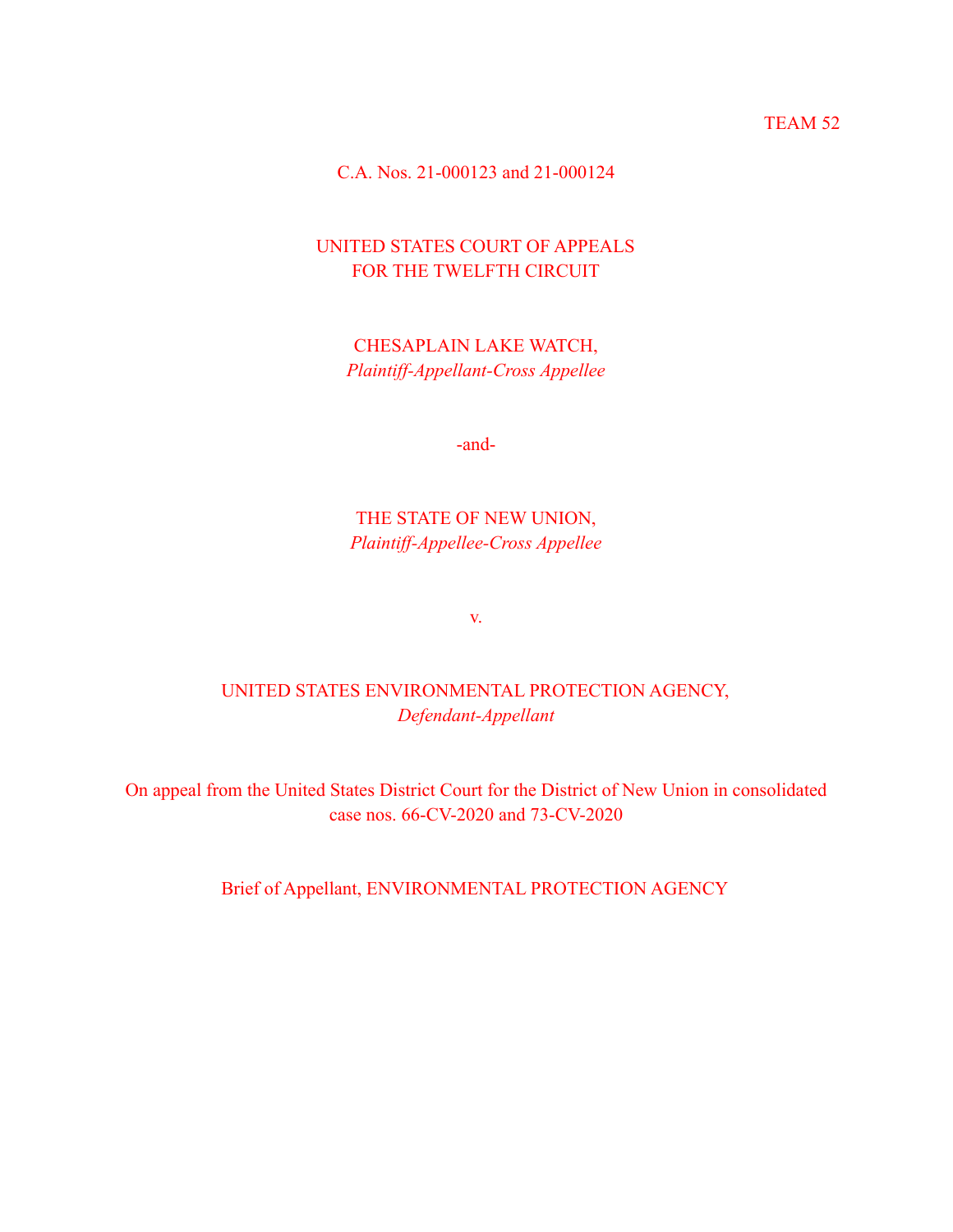TEAM 52

C.A. Nos. 21-000123 and 21-000124

UNITED STATES COURT OF APPEALS
FOR THE TWELFTH CIRCUIT

CHESAPLAIN LAKE WATCH,
*Plaintiff-Appellant-Cross Appellee*

-and-

THE STATE OF NEW UNION,
*Plaintiff-Appellee-Cross Appellee*

v.

UNITED STATES ENVIRONMENTAL PROTECTION AGENCY,
*Defendant-Appellant*

On appeal from the United States District Court for the District of New Union in consolidated case nos. 66-CV-2020 and 73-CV-2020

Brief of Appellant, ENVIRONMENTAL PROTECTION AGENCY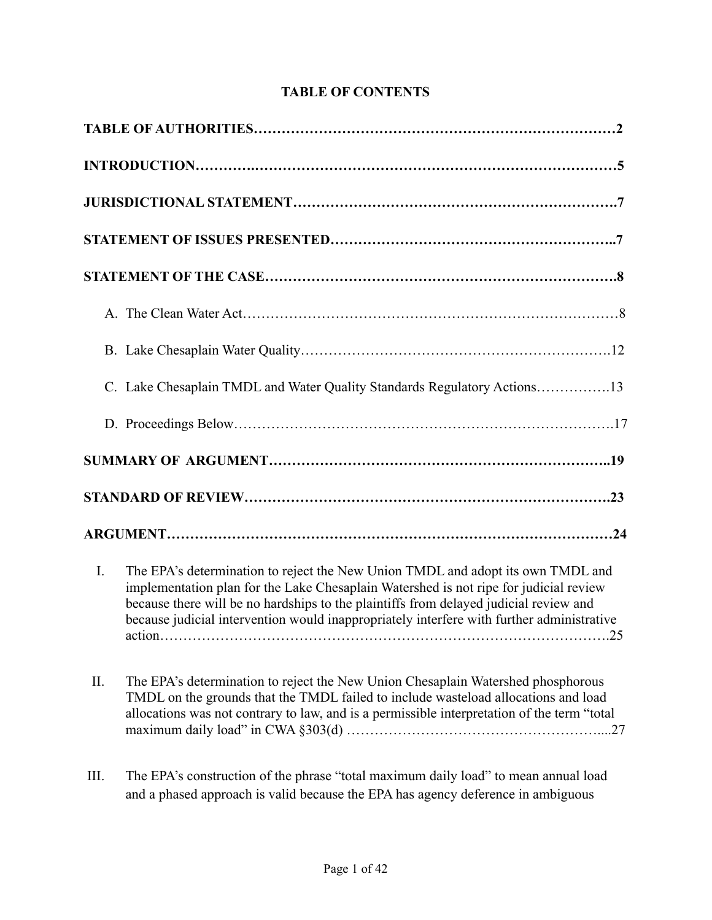# TABLE OF CONTENTS

**TABLE OF AUTHORITIES……………………………………………………………………2**

**INTRODUCTION………..………………………………………………………………5**

**JURISDICTIONAL STATEMENT……………………………………………………….7**

**STATEMENT OF ISSUES PRESENTED……………………………………………..7**

**STATEMENT OF THE CASE……………………………………………………………8**

A. The Clean Water Act……………………………………………………………………8

B. Lake Chesaplain Water Quality………………………………………………………….12

C. Lake Chesaplain TMDL and Water Quality Standards Regulatory Actions…………….13

D. Proceedings Below……………………………………………………………………….17

**SUMMARY OF ARGUMENT………………………………………………………..19**

**STANDARD OF REVIEW………………………………………………………………23**

**ARGUMENT……………………………………………………………………………24**

I. The EPA's determination to reject the New Union TMDL and adopt its own TMDL and implementation plan for the Lake Chesaplain Watershed is not ripe for judicial review because there will be no hardships to the plaintiffs from delayed judicial review and because judicial intervention would inappropriately interfere with further administrative action……………………………………………………………………………….25

II. The EPA's determination to reject the New Union Chesaplain Watershed phosphorous TMDL on the grounds that the TMDL failed to include wasteload allocations and load allocations was not contrary to law, and is a permissible interpretation of the term "total maximum daily load" in CWA §303(d) ……………………………………………....27

III. The EPA's construction of the phrase "total maximum daily load" to mean annual load and a phased approach is valid because the EPA has agency deference in ambiguous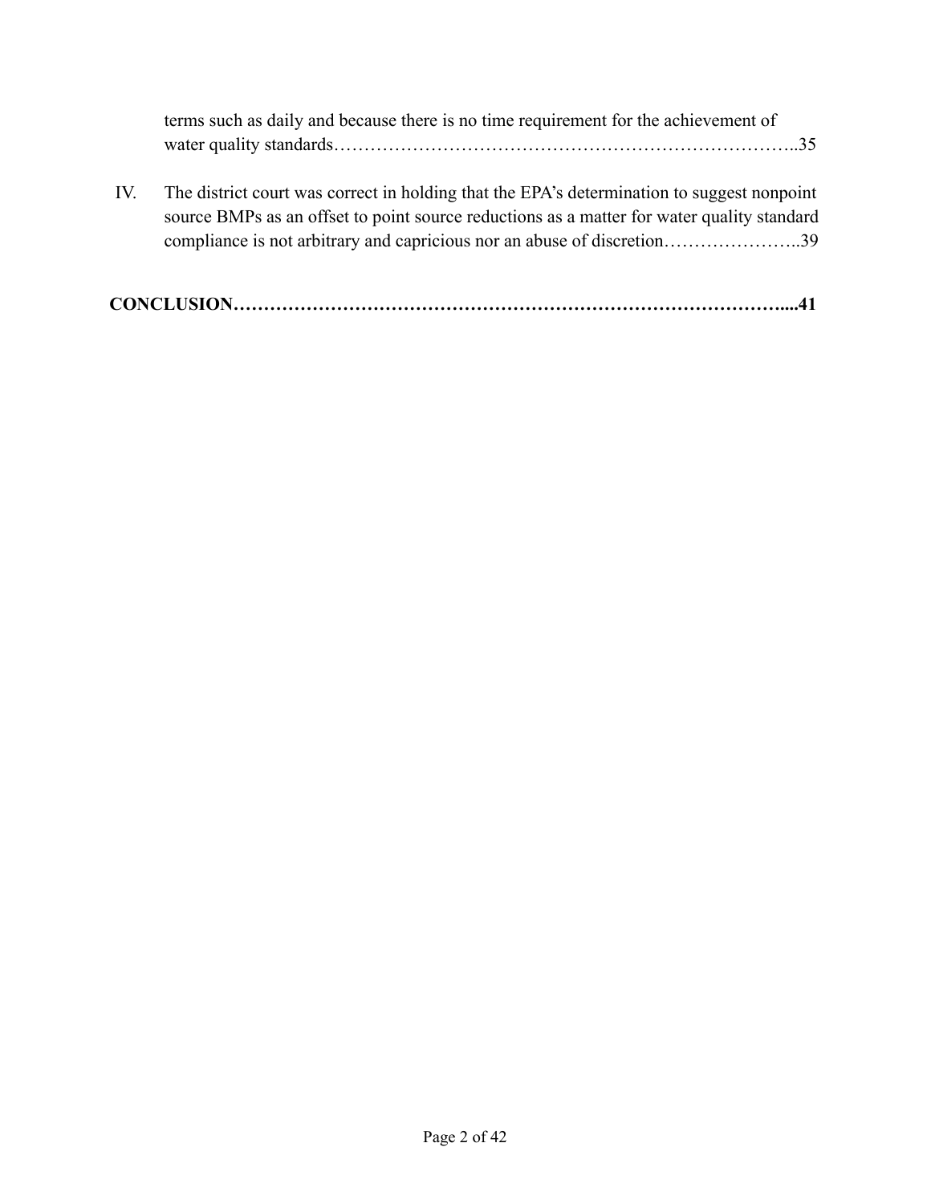terms such as daily and because there is no time requirement for the achievement of water quality standards…………………………………………………………………..35

IV. The district court was correct in holding that the EPA's determination to suggest nonpoint source BMPs as an offset to point source reductions as a matter for water quality standard compliance is not arbitrary and capricious nor an abuse of discretion…………………..39

**CONCLUSION……………………………………………………………………………....41**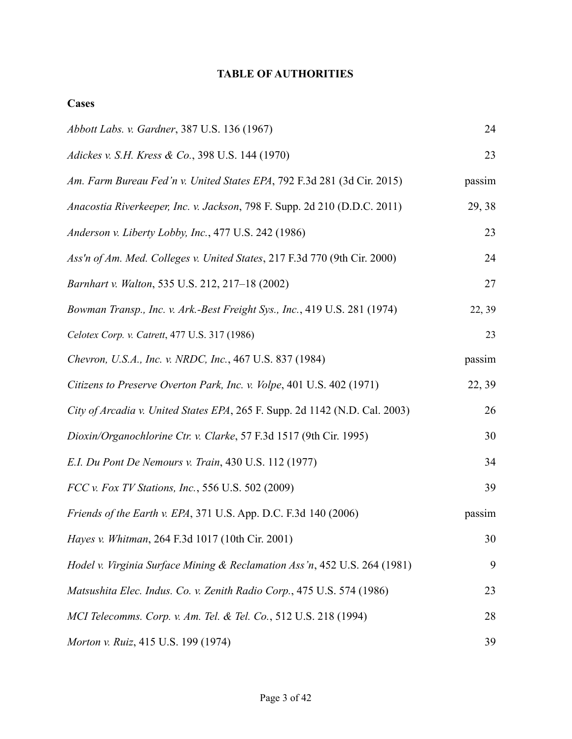# TABLE OF AUTHORITIES

**Cases**

| | |
|---|---|
| *Abbott Labs. v. Gardner*, 387 U.S. 136 (1967) | 24 |
| *Adickes v. S.H. Kress & Co.*, 398 U.S. 144 (1970) | 23 |
| *Am. Farm Bureau Fed'n v. United States EPA*, 792 F.3d 281 (3d Cir. 2015) | passim |
| *Anacostia Riverkeeper, Inc. v. Jackson*, 798 F. Supp. 2d 210 (D.D.C. 2011) | 29, 38 |
| *Anderson v. Liberty Lobby, Inc.*, 477 U.S. 242 (1986) | 23 |
| *Ass'n of Am. Med. Colleges v. United States*, 217 F.3d 770 (9th Cir. 2000) | 24 |
| *Barnhart v. Walton*, 535 U.S. 212, 217–18 (2002) | 27 |
| *Bowman Transp., Inc. v. Ark.-Best Freight Sys., Inc.*, 419 U.S. 281 (1974) | 22, 39 |
| *Celotex Corp. v. Catrett*, 477 U.S. 317 (1986) | 23 |
| *Chevron, U.S.A., Inc. v. NRDC, Inc.*, 467 U.S. 837 (1984) | passim |
| *Citizens to Preserve Overton Park, Inc. v. Volpe*, 401 U.S. 402 (1971) | 22, 39 |
| *City of Arcadia v. United States EPA*, 265 F. Supp. 2d 1142 (N.D. Cal. 2003) | 26 |
| *Dioxin/Organochlorine Ctr. v. Clarke*, 57 F.3d 1517 (9th Cir. 1995) | 30 |
| *E.I. Du Pont De Nemours v. Train*, 430 U.S. 112 (1977) | 34 |
| *FCC v. Fox TV Stations, Inc.*, 556 U.S. 502 (2009) | 39 |
| *Friends of the Earth v. EPA*, 371 U.S. App. D.C. F.3d 140 (2006) | passim |
| *Hayes v. Whitman*, 264 F.3d 1017 (10th Cir. 2001) | 30 |
| *Hodel v. Virginia Surface Mining & Reclamation Ass'n*, 452 U.S. 264 (1981) | 9 |
| *Matsushita Elec. Indus. Co. v. Zenith Radio Corp.*, 475 U.S. 574 (1986) | 23 |
| *MCI Telecomms. Corp. v. Am. Tel. & Tel. Co.*, 512 U.S. 218 (1994) | 28 |
| *Morton v. Ruiz*, 415 U.S. 199 (1974) | 39 |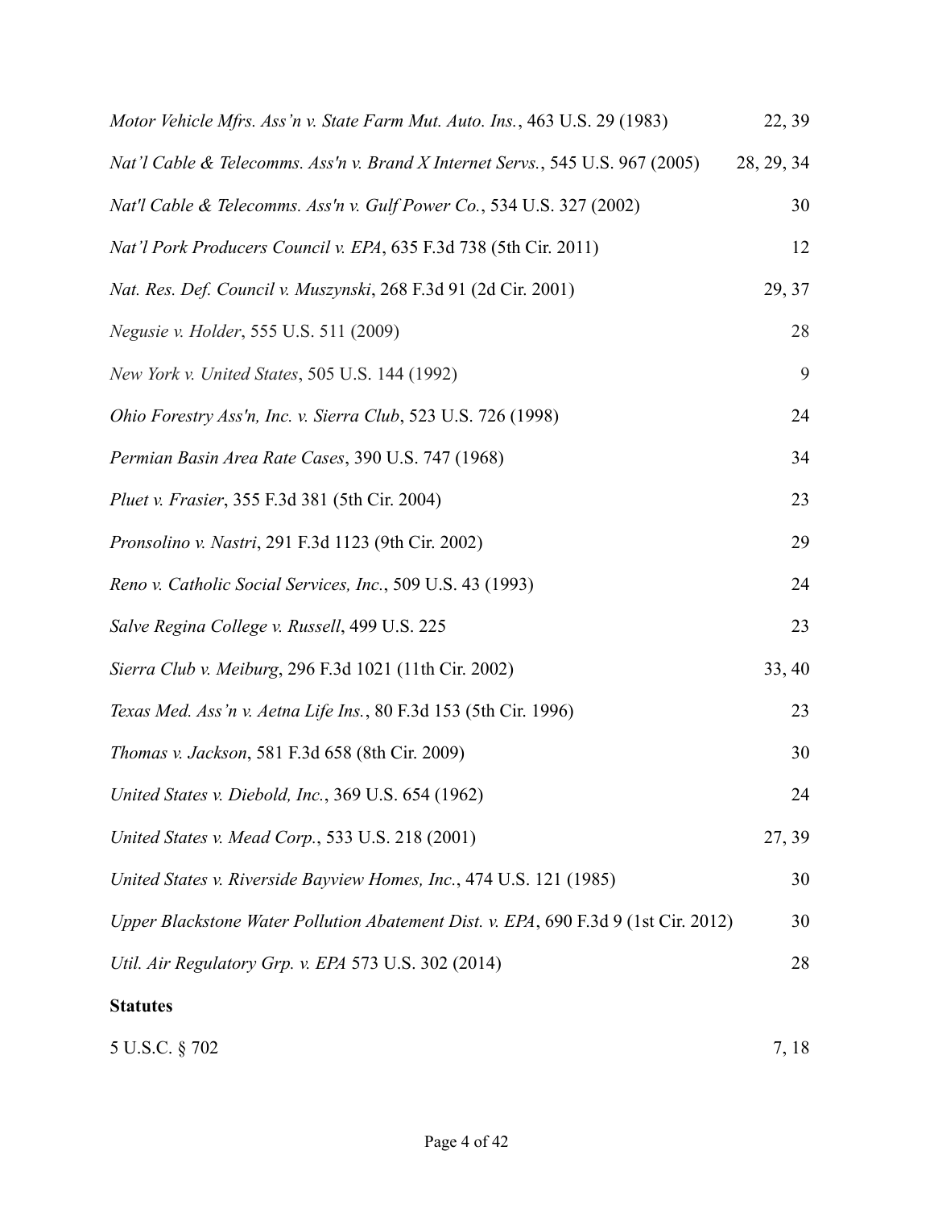| | |
|---|---|
| *Motor Vehicle Mfrs. Ass'n v. State Farm Mut. Auto. Ins.*, 463 U.S. 29 (1983) | 22, 39 |
| *Nat'l Cable & Telecomms. Ass'n v. Brand X Internet Servs.*, 545 U.S. 967 (2005) | 28, 29, 34 |
| *Nat'l Cable & Telecomms. Ass'n v. Gulf Power Co.*, 534 U.S. 327 (2002) | 30 |
| *Nat'l Pork Producers Council v. EPA*, 635 F.3d 738 (5th Cir. 2011) | 12 |
| *Nat. Res. Def. Council v. Muszynski*, 268 F.3d 91 (2d Cir. 2001) | 29, 37 |
| *Negusie v. Holder*, 555 U.S. 511 (2009) | 28 |
| *New York v. United States*, 505 U.S. 144 (1992) | 9 |
| *Ohio Forestry Ass'n, Inc. v. Sierra Club*, 523 U.S. 726 (1998) | 24 |
| *Permian Basin Area Rate Cases*, 390 U.S. 747 (1968) | 34 |
| *Pluet v. Frasier*, 355 F.3d 381 (5th Cir. 2004) | 23 |
| *Pronsolino v. Nastri*, 291 F.3d 1123 (9th Cir. 2002) | 29 |
| *Reno v. Catholic Social Services, Inc.*, 509 U.S. 43 (1993) | 24 |
| *Salve Regina College v. Russell*, 499 U.S. 225 | 23 |
| *Sierra Club v. Meiburg*, 296 F.3d 1021 (11th Cir. 2002) | 33, 40 |
| *Texas Med. Ass'n v. Aetna Life Ins.*, 80 F.3d 153 (5th Cir. 1996) | 23 |
| *Thomas v. Jackson*, 581 F.3d 658 (8th Cir. 2009) | 30 |
| *United States v. Diebold, Inc.*, 369 U.S. 654 (1962) | 24 |
| *United States v. Mead Corp.*, 533 U.S. 218 (2001) | 27, 39 |
| *United States v. Riverside Bayview Homes, Inc.*, 474 U.S. 121 (1985) | 30 |
| *Upper Blackstone Water Pollution Abatement Dist. v. EPA*, 690 F.3d 9 (1st Cir. 2012) | 30 |
| *Util. Air Regulatory Grp. v. EPA* 573 U.S. 302 (2014) | 28 |

**Statutes**

| | |
|---|---|
| 5 U.S.C. § 702 | 7, 18 |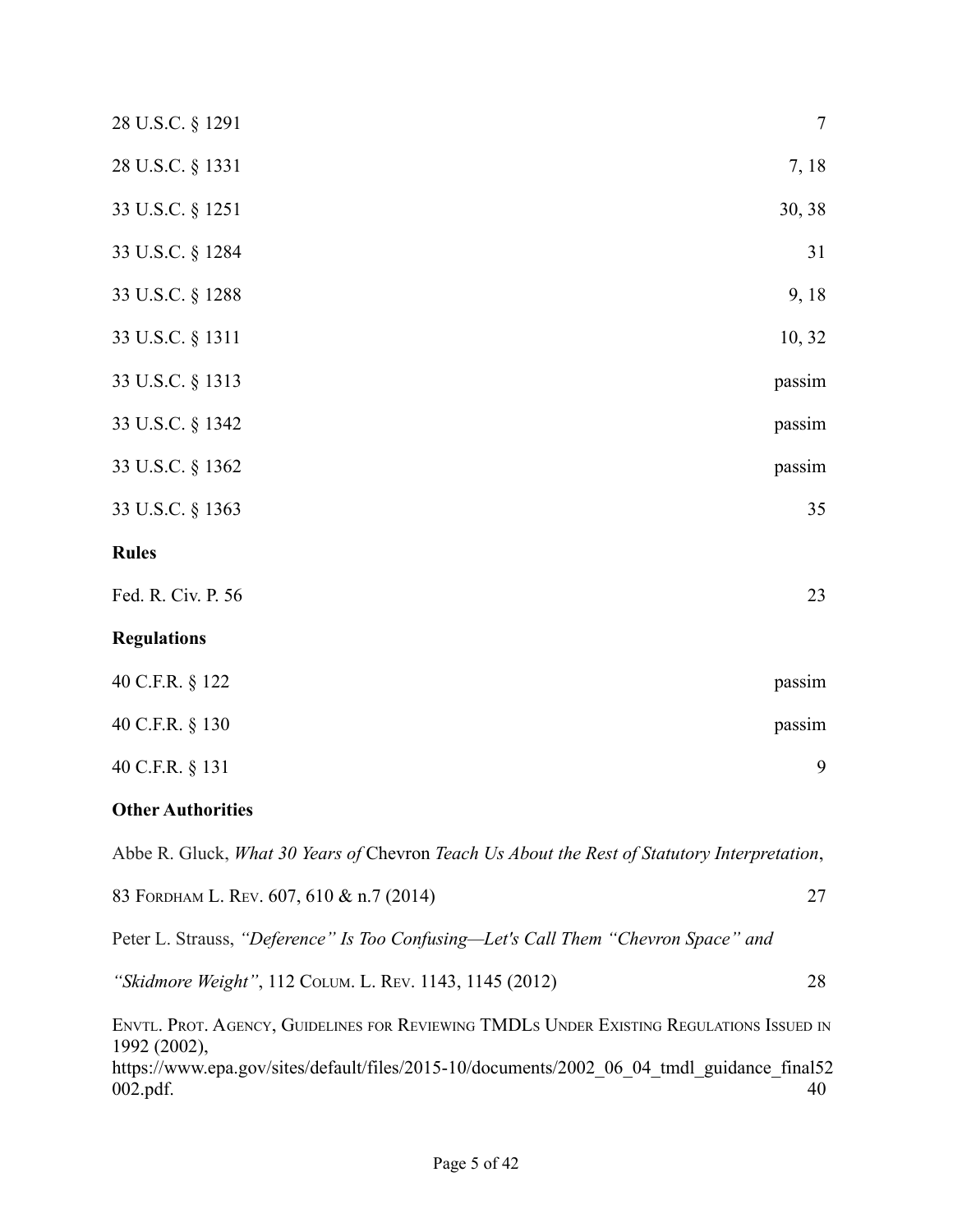28 U.S.C. § 1291 7

28 U.S.C. § 1331 7, 18

33 U.S.C. § 1251 30, 38

33 U.S.C. § 1284 31

33 U.S.C. § 1288 9, 18

33 U.S.C. § 1311 10, 32

33 U.S.C. § 1313 passim

33 U.S.C. § 1342 passim

33 U.S.C. § 1362 passim

33 U.S.C. § 1363 35

**Rules**

Fed. R. Civ. P. 56 23

**Regulations**

40 C.F.R. § 122 passim

40 C.F.R. § 130 passim

40 C.F.R. § 131 9

**Other Authorities**

Abbe R. Gluck, *What 30 Years of* Chevron *Teach Us About the Rest of Statutory Interpretation*, 83 FORDHAM L. REV. 607, 610 & n.7 (2014) 27

Peter L. Strauss, *"Deference" Is Too Confusing—Let's Call Them "Chevron Space" and "Skidmore Weight"*, 112 COLUM. L. REV. 1143, 1145 (2012) 28

ENVTL. PROT. AGENCY, GUIDELINES FOR REVIEWING TMDLS UNDER EXISTING REGULATIONS ISSUED IN 1992 (2002), https://www.epa.gov/sites/default/files/2015-10/documents/2002_06_04_tmdl_guidance_final52002.pdf. 40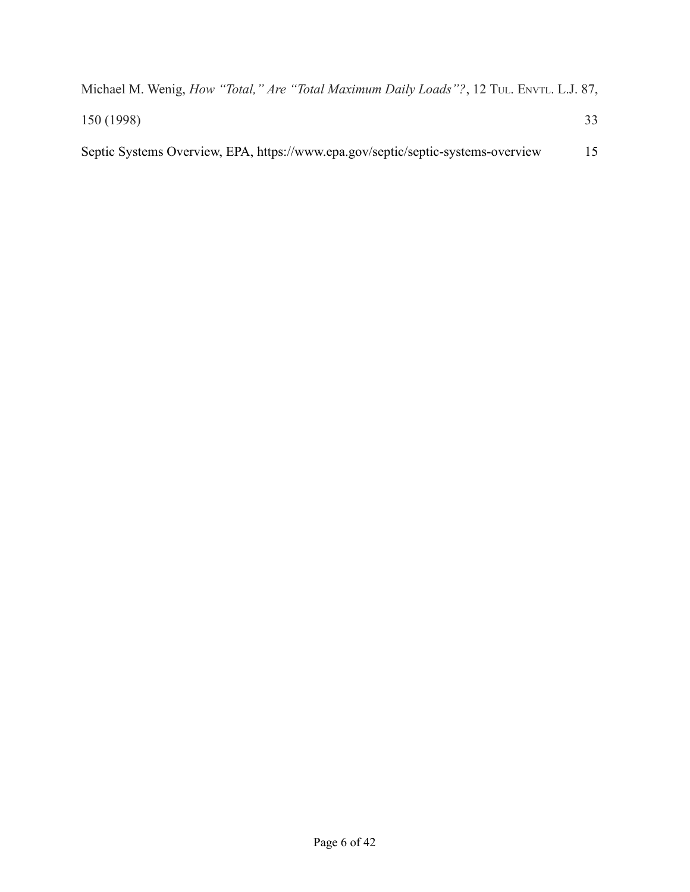Michael M. Wenig, *How "Total," Are "Total Maximum Daily Loads"?*, 12 TUL. ENVTL. L.J. 87, 150 (1998) 33

Septic Systems Overview, EPA, https://www.epa.gov/septic/septic-systems-overview 15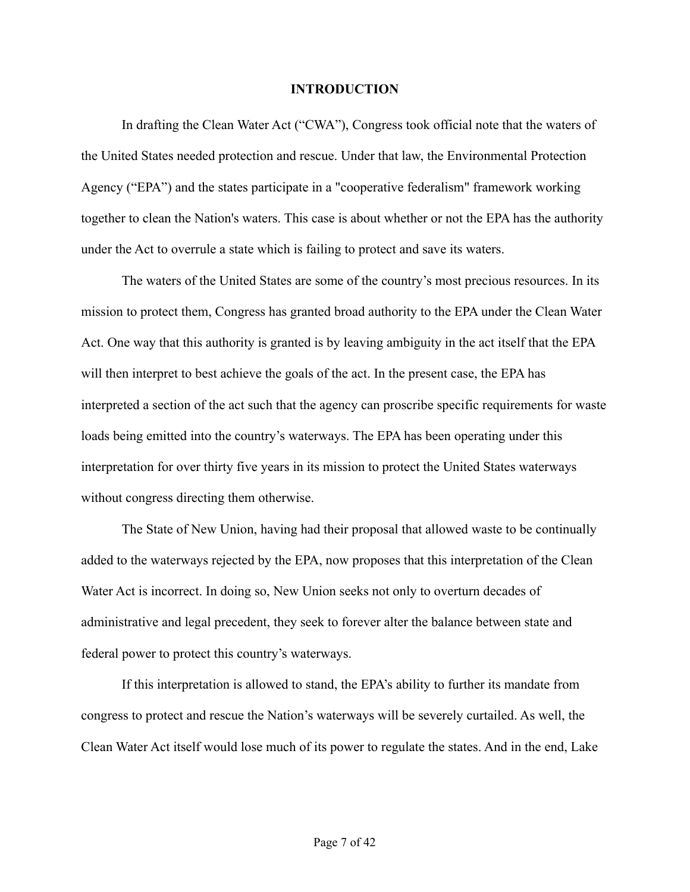# INTRODUCTION

In drafting the Clean Water Act ("CWA"), Congress took official note that the waters of the United States needed protection and rescue. Under that law, the Environmental Protection Agency ("EPA") and the states participate in a "cooperative federalism" framework working together to clean the Nation's waters. This case is about whether or not the EPA has the authority under the Act to overrule a state which is failing to protect and save its waters.

The waters of the United States are some of the country's most precious resources. In its mission to protect them, Congress has granted broad authority to the EPA under the Clean Water Act. One way that this authority is granted is by leaving ambiguity in the act itself that the EPA will then interpret to best achieve the goals of the act. In the present case, the EPA has interpreted a section of the act such that the agency can proscribe specific requirements for waste loads being emitted into the country's waterways. The EPA has been operating under this interpretation for over thirty five years in its mission to protect the United States waterways without congress directing them otherwise.

The State of New Union, having had their proposal that allowed waste to be continually added to the waterways rejected by the EPA, now proposes that this interpretation of the Clean Water Act is incorrect. In doing so, New Union seeks not only to overturn decades of administrative and legal precedent, they seek to forever alter the balance between state and federal power to protect this country's waterways.

If this interpretation is allowed to stand, the EPA's ability to further its mandate from congress to protect and rescue the Nation's waterways will be severely curtailed. As well, the Clean Water Act itself would lose much of its power to regulate the states. And in the end, Lake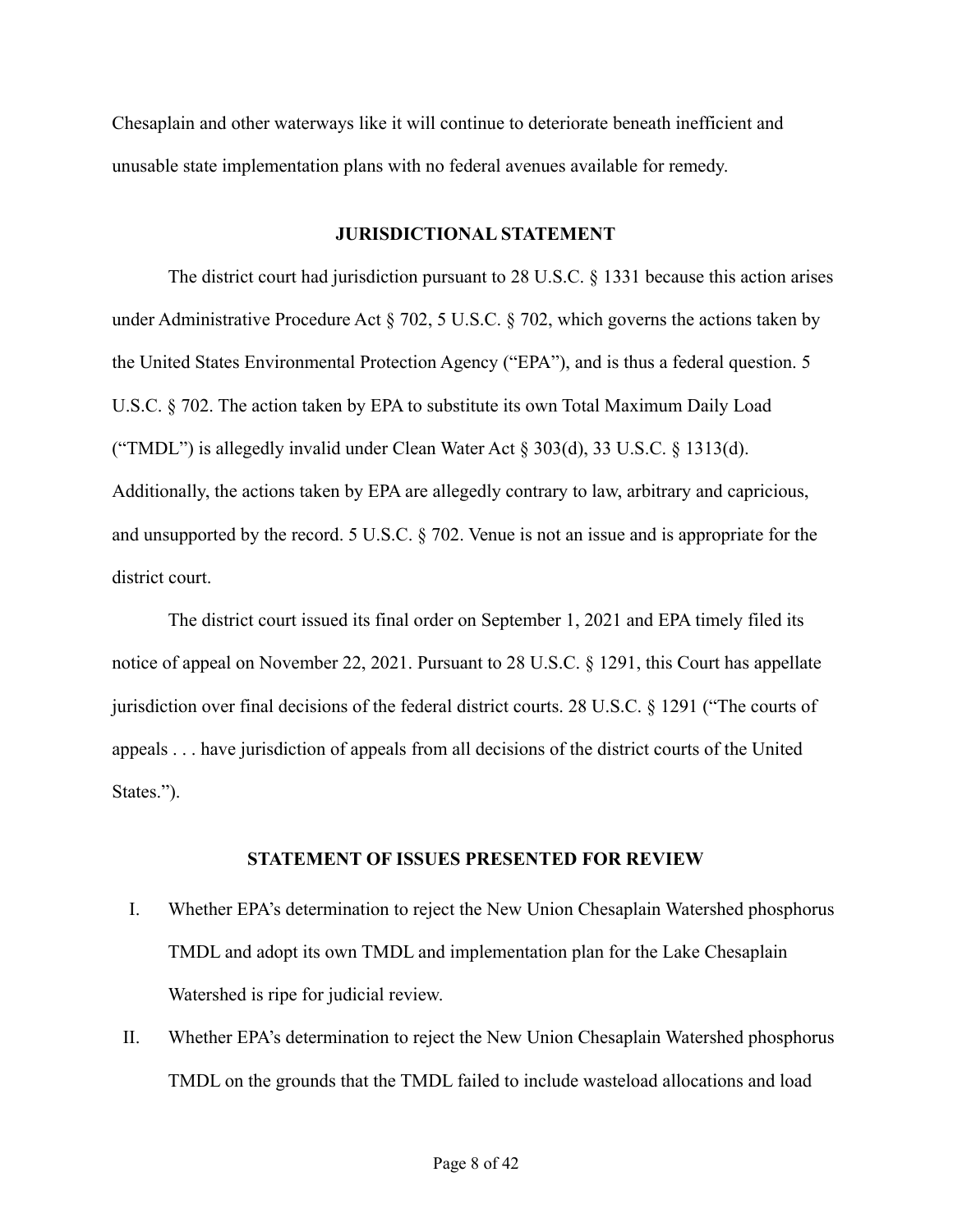Chesaplain and other waterways like it will continue to deteriorate beneath inefficient and unusable state implementation plans with no federal avenues available for remedy.

## JURISDICTIONAL STATEMENT

The district court had jurisdiction pursuant to 28 U.S.C. § 1331 because this action arises under Administrative Procedure Act § 702, 5 U.S.C. § 702, which governs the actions taken by the United States Environmental Protection Agency ("EPA"), and is thus a federal question. 5 U.S.C. § 702. The action taken by EPA to substitute its own Total Maximum Daily Load ("TMDL") is allegedly invalid under Clean Water Act § 303(d), 33 U.S.C. § 1313(d). Additionally, the actions taken by EPA are allegedly contrary to law, arbitrary and capricious, and unsupported by the record. 5 U.S.C. § 702. Venue is not an issue and is appropriate for the district court.

The district court issued its final order on September 1, 2021 and EPA timely filed its notice of appeal on November 22, 2021. Pursuant to 28 U.S.C. § 1291, this Court has appellate jurisdiction over final decisions of the federal district courts. 28 U.S.C. § 1291 ("The courts of appeals . . . have jurisdiction of appeals from all decisions of the district courts of the United States.").

## STATEMENT OF ISSUES PRESENTED FOR REVIEW

I. Whether EPA's determination to reject the New Union Chesaplain Watershed phosphorus TMDL and adopt its own TMDL and implementation plan for the Lake Chesaplain Watershed is ripe for judicial review.

II. Whether EPA's determination to reject the New Union Chesaplain Watershed phosphorus TMDL on the grounds that the TMDL failed to include wasteload allocations and load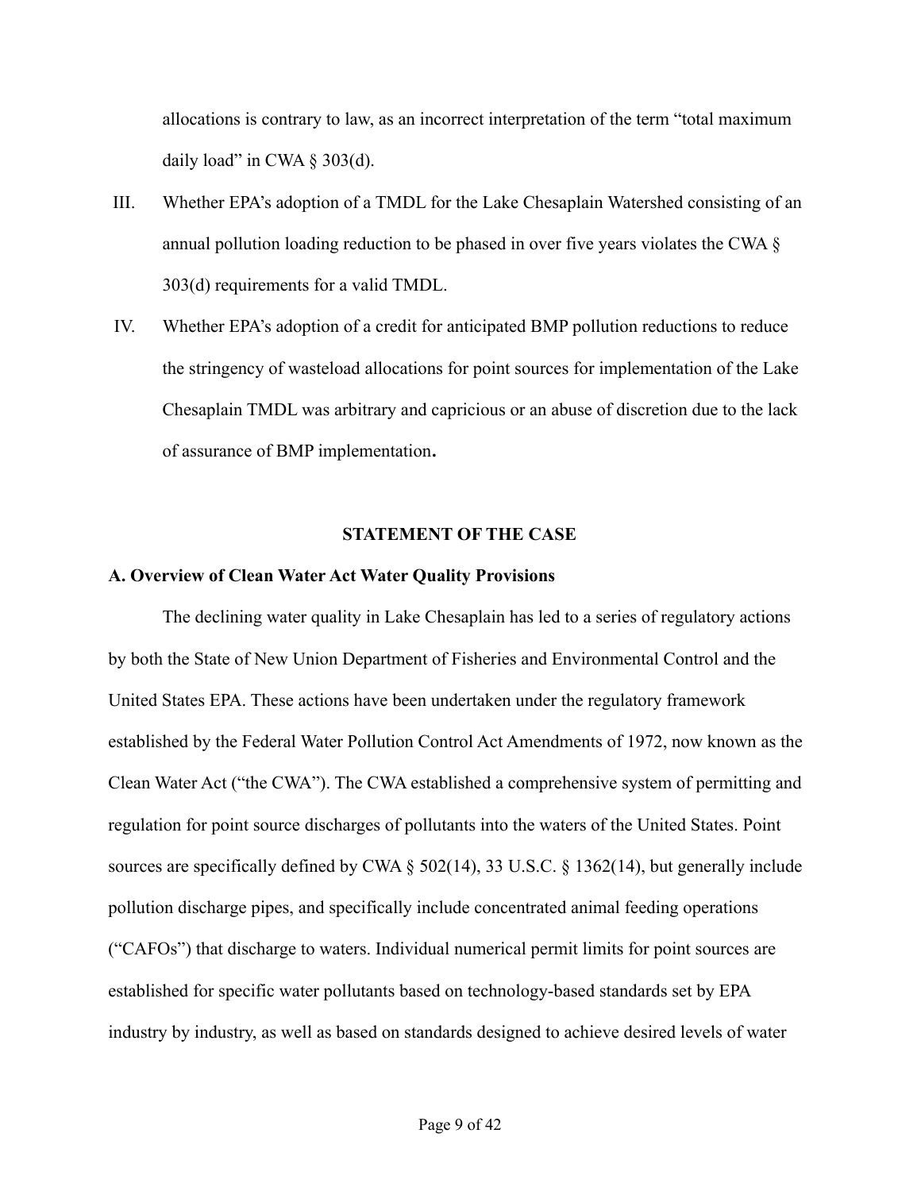allocations is contrary to law, as an incorrect interpretation of the term "total maximum daily load" in CWA § 303(d).

III. Whether EPA's adoption of a TMDL for the Lake Chesaplain Watershed consisting of an annual pollution loading reduction to be phased in over five years violates the CWA § 303(d) requirements for a valid TMDL.

IV. Whether EPA's adoption of a credit for anticipated BMP pollution reductions to reduce the stringency of wasteload allocations for point sources for implementation of the Lake Chesaplain TMDL was arbitrary and capricious or an abuse of discretion due to the lack of assurance of BMP implementation**.**

## STATEMENT OF THE CASE

### A. Overview of Clean Water Act Water Quality Provisions

The declining water quality in Lake Chesaplain has led to a series of regulatory actions by both the State of New Union Department of Fisheries and Environmental Control and the United States EPA. These actions have been undertaken under the regulatory framework established by the Federal Water Pollution Control Act Amendments of 1972, now known as the Clean Water Act ("the CWA"). The CWA established a comprehensive system of permitting and regulation for point source discharges of pollutants into the waters of the United States. Point sources are specifically defined by CWA § 502(14), 33 U.S.C. § 1362(14), but generally include pollution discharge pipes, and specifically include concentrated animal feeding operations ("CAFOs") that discharge to waters. Individual numerical permit limits for point sources are established for specific water pollutants based on technology-based standards set by EPA industry by industry, as well as based on standards designed to achieve desired levels of water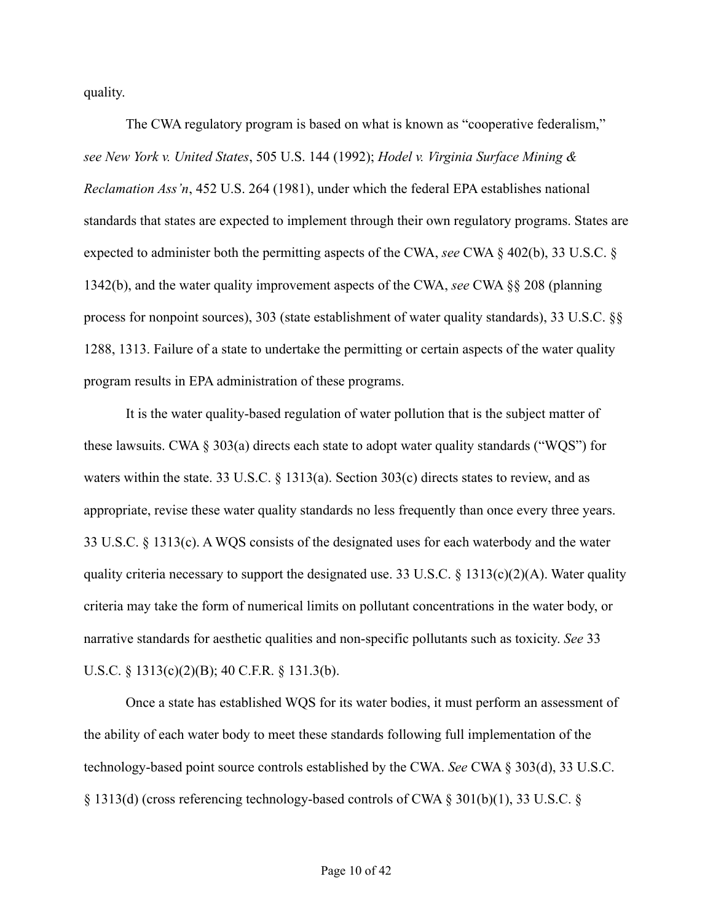quality.

The CWA regulatory program is based on what is known as "cooperative federalism," *see New York v. United States*, 505 U.S. 144 (1992); *Hodel v. Virginia Surface Mining & Reclamation Ass'n*, 452 U.S. 264 (1981), under which the federal EPA establishes national standards that states are expected to implement through their own regulatory programs. States are expected to administer both the permitting aspects of the CWA, *see* CWA § 402(b), 33 U.S.C. § 1342(b), and the water quality improvement aspects of the CWA, *see* CWA §§ 208 (planning process for nonpoint sources), 303 (state establishment of water quality standards), 33 U.S.C. §§ 1288, 1313. Failure of a state to undertake the permitting or certain aspects of the water quality program results in EPA administration of these programs.

It is the water quality-based regulation of water pollution that is the subject matter of these lawsuits. CWA § 303(a) directs each state to adopt water quality standards ("WQS") for waters within the state. 33 U.S.C. § 1313(a). Section 303(c) directs states to review, and as appropriate, revise these water quality standards no less frequently than once every three years. 33 U.S.C. § 1313(c). A WQS consists of the designated uses for each waterbody and the water quality criteria necessary to support the designated use. 33 U.S.C. § 1313(c)(2)(A). Water quality criteria may take the form of numerical limits on pollutant concentrations in the water body, or narrative standards for aesthetic qualities and non-specific pollutants such as toxicity. *See* 33 U.S.C. § 1313(c)(2)(B); 40 C.F.R. § 131.3(b).

Once a state has established WQS for its water bodies, it must perform an assessment of the ability of each water body to meet these standards following full implementation of the technology-based point source controls established by the CWA. *See* CWA § 303(d), 33 U.S.C. § 1313(d) (cross referencing technology-based controls of CWA § 301(b)(1), 33 U.S.C. §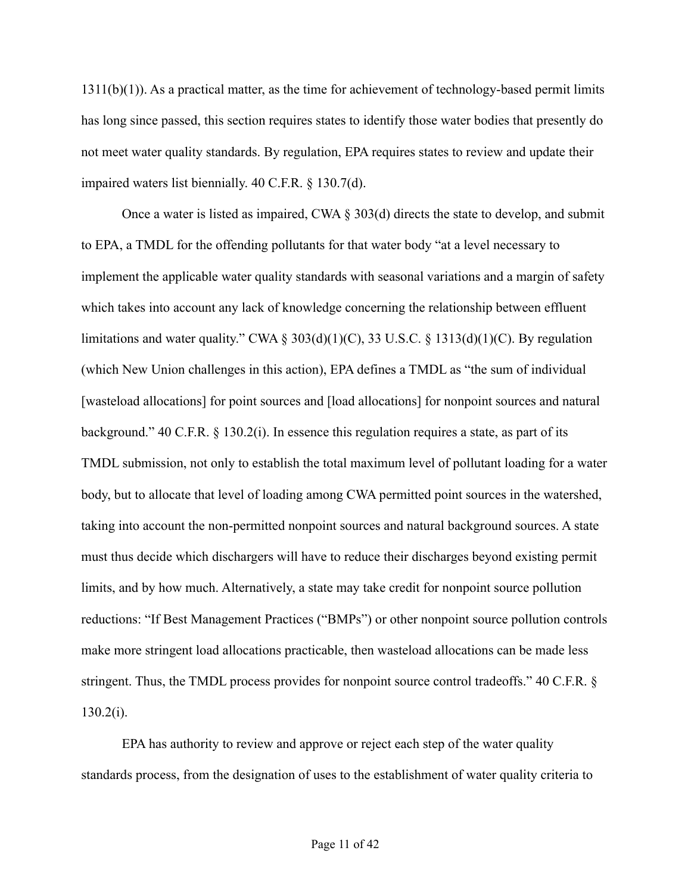1311(b)(1)). As a practical matter, as the time for achievement of technology-based permit limits has long since passed, this section requires states to identify those water bodies that presently do not meet water quality standards. By regulation, EPA requires states to review and update their impaired waters list biennially. 40 C.F.R. § 130.7(d).

Once a water is listed as impaired, CWA § 303(d) directs the state to develop, and submit to EPA, a TMDL for the offending pollutants for that water body "at a level necessary to implement the applicable water quality standards with seasonal variations and a margin of safety which takes into account any lack of knowledge concerning the relationship between effluent limitations and water quality." CWA § 303(d)(1)(C), 33 U.S.C. § 1313(d)(1)(C). By regulation (which New Union challenges in this action), EPA defines a TMDL as "the sum of individual [wasteload allocations] for point sources and [load allocations] for nonpoint sources and natural background." 40 C.F.R. § 130.2(i). In essence this regulation requires a state, as part of its TMDL submission, not only to establish the total maximum level of pollutant loading for a water body, but to allocate that level of loading among CWA permitted point sources in the watershed, taking into account the non-permitted nonpoint sources and natural background sources. A state must thus decide which dischargers will have to reduce their discharges beyond existing permit limits, and by how much. Alternatively, a state may take credit for nonpoint source pollution reductions: "If Best Management Practices ("BMPs") or other nonpoint source pollution controls make more stringent load allocations practicable, then wasteload allocations can be made less stringent. Thus, the TMDL process provides for nonpoint source control tradeoffs." 40 C.F.R. § 130.2(i).

EPA has authority to review and approve or reject each step of the water quality standards process, from the designation of uses to the establishment of water quality criteria to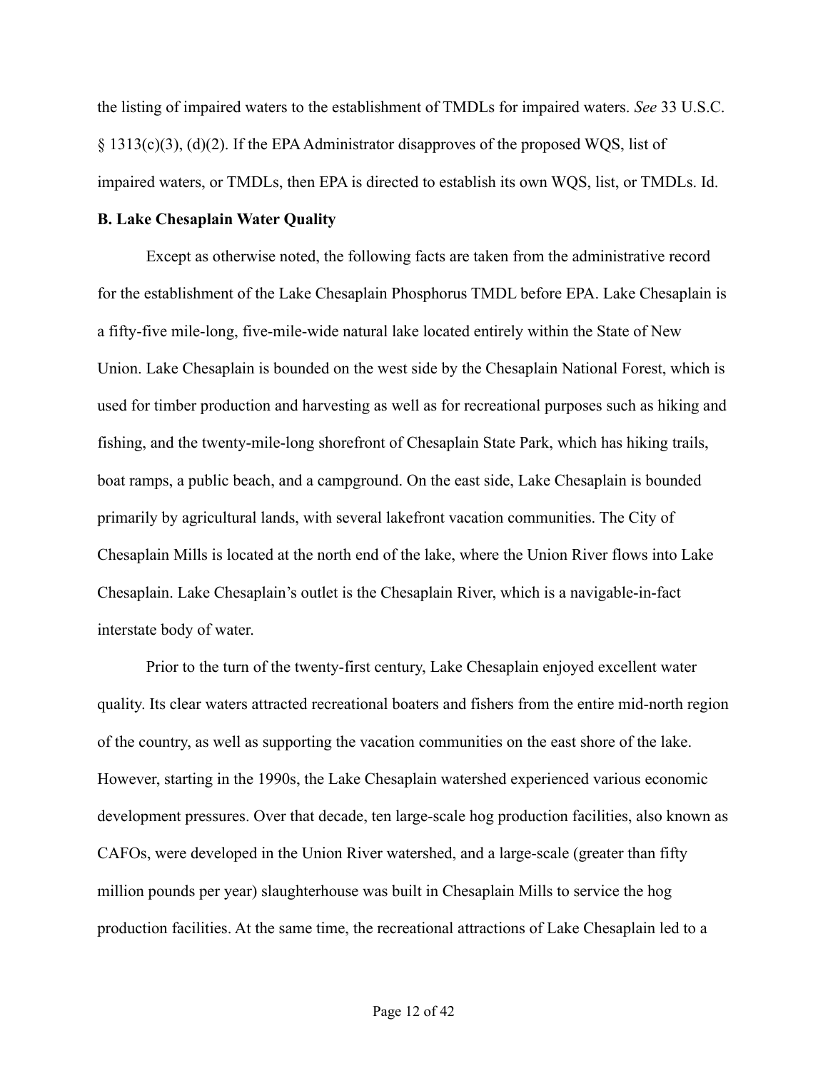the listing of impaired waters to the establishment of TMDLs for impaired waters. *See* 33 U.S.C. § 1313(c)(3), (d)(2). If the EPA Administrator disapproves of the proposed WQS, list of impaired waters, or TMDLs, then EPA is directed to establish its own WQS, list, or TMDLs. Id.

**B. Lake Chesaplain Water Quality**

Except as otherwise noted, the following facts are taken from the administrative record for the establishment of the Lake Chesaplain Phosphorus TMDL before EPA. Lake Chesaplain is a fifty-five mile-long, five-mile-wide natural lake located entirely within the State of New Union. Lake Chesaplain is bounded on the west side by the Chesaplain National Forest, which is used for timber production and harvesting as well as for recreational purposes such as hiking and fishing, and the twenty-mile-long shorefront of Chesaplain State Park, which has hiking trails, boat ramps, a public beach, and a campground. On the east side, Lake Chesaplain is bounded primarily by agricultural lands, with several lakefront vacation communities. The City of Chesaplain Mills is located at the north end of the lake, where the Union River flows into Lake Chesaplain. Lake Chesaplain's outlet is the Chesaplain River, which is a navigable-in-fact interstate body of water.

Prior to the turn of the twenty-first century, Lake Chesaplain enjoyed excellent water quality. Its clear waters attracted recreational boaters and fishers from the entire mid-north region of the country, as well as supporting the vacation communities on the east shore of the lake. However, starting in the 1990s, the Lake Chesaplain watershed experienced various economic development pressures. Over that decade, ten large-scale hog production facilities, also known as CAFOs, were developed in the Union River watershed, and a large-scale (greater than fifty million pounds per year) slaughterhouse was built in Chesaplain Mills to service the hog production facilities. At the same time, the recreational attractions of Lake Chesaplain led to a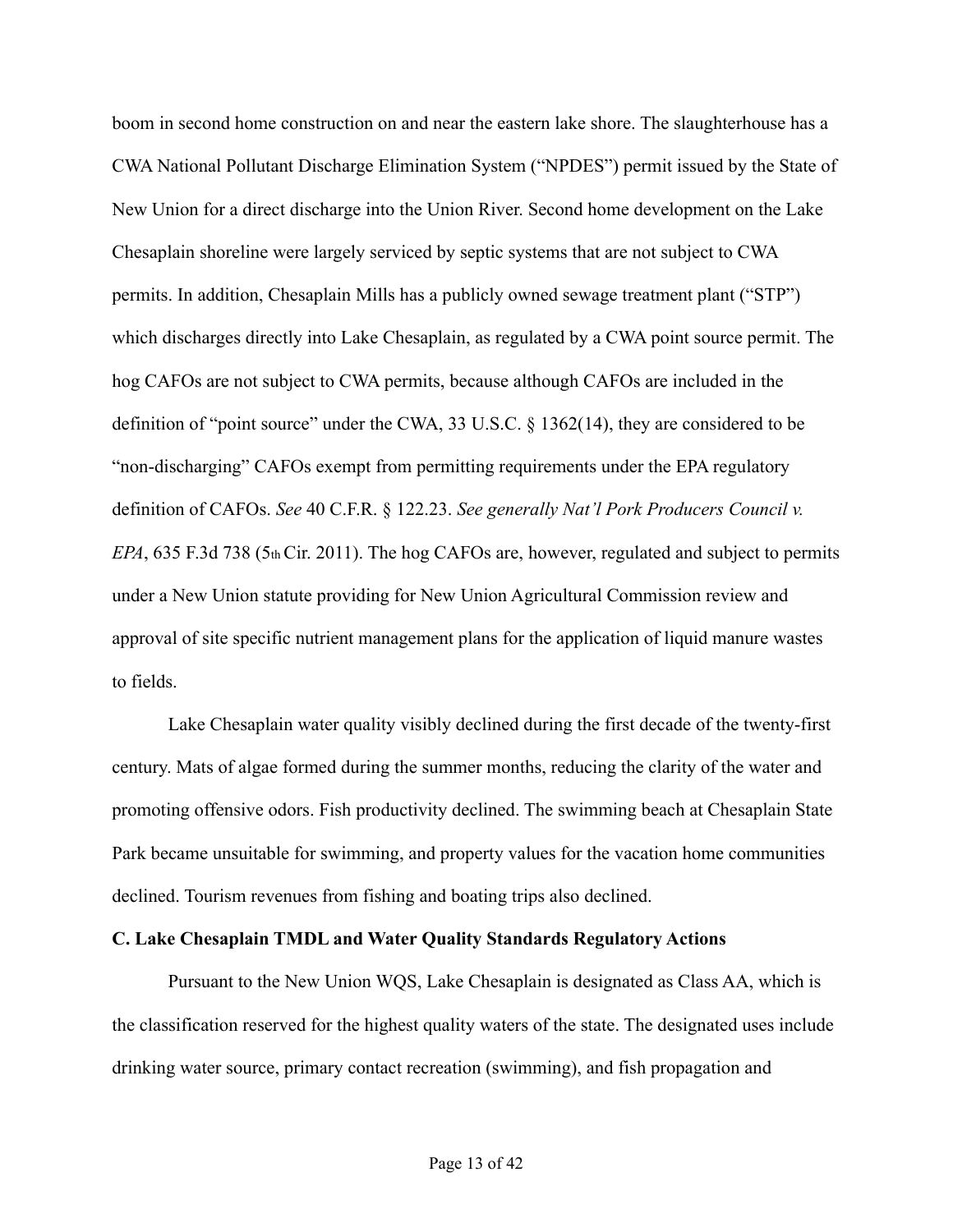boom in second home construction on and near the eastern lake shore. The slaughterhouse has a CWA National Pollutant Discharge Elimination System ("NPDES") permit issued by the State of New Union for a direct discharge into the Union River. Second home development on the Lake Chesaplain shoreline were largely serviced by septic systems that are not subject to CWA permits. In addition, Chesaplain Mills has a publicly owned sewage treatment plant ("STP") which discharges directly into Lake Chesaplain, as regulated by a CWA point source permit. The hog CAFOs are not subject to CWA permits, because although CAFOs are included in the definition of "point source" under the CWA, 33 U.S.C. § 1362(14), they are considered to be "non-discharging" CAFOs exempt from permitting requirements under the EPA regulatory definition of CAFOs. *See* 40 C.F.R. § 122.23. *See generally Nat'l Pork Producers Council v. EPA*, 635 F.3d 738 (5th Cir. 2011). The hog CAFOs are, however, regulated and subject to permits under a New Union statute providing for New Union Agricultural Commission review and approval of site specific nutrient management plans for the application of liquid manure wastes to fields.

Lake Chesaplain water quality visibly declined during the first decade of the twenty-first century. Mats of algae formed during the summer months, reducing the clarity of the water and promoting offensive odors. Fish productivity declined. The swimming beach at Chesaplain State Park became unsuitable for swimming, and property values for the vacation home communities declined. Tourism revenues from fishing and boating trips also declined.

**C. Lake Chesaplain TMDL and Water Quality Standards Regulatory Actions**

Pursuant to the New Union WQS, Lake Chesaplain is designated as Class AA, which is the classification reserved for the highest quality waters of the state. The designated uses include drinking water source, primary contact recreation (swimming), and fish propagation and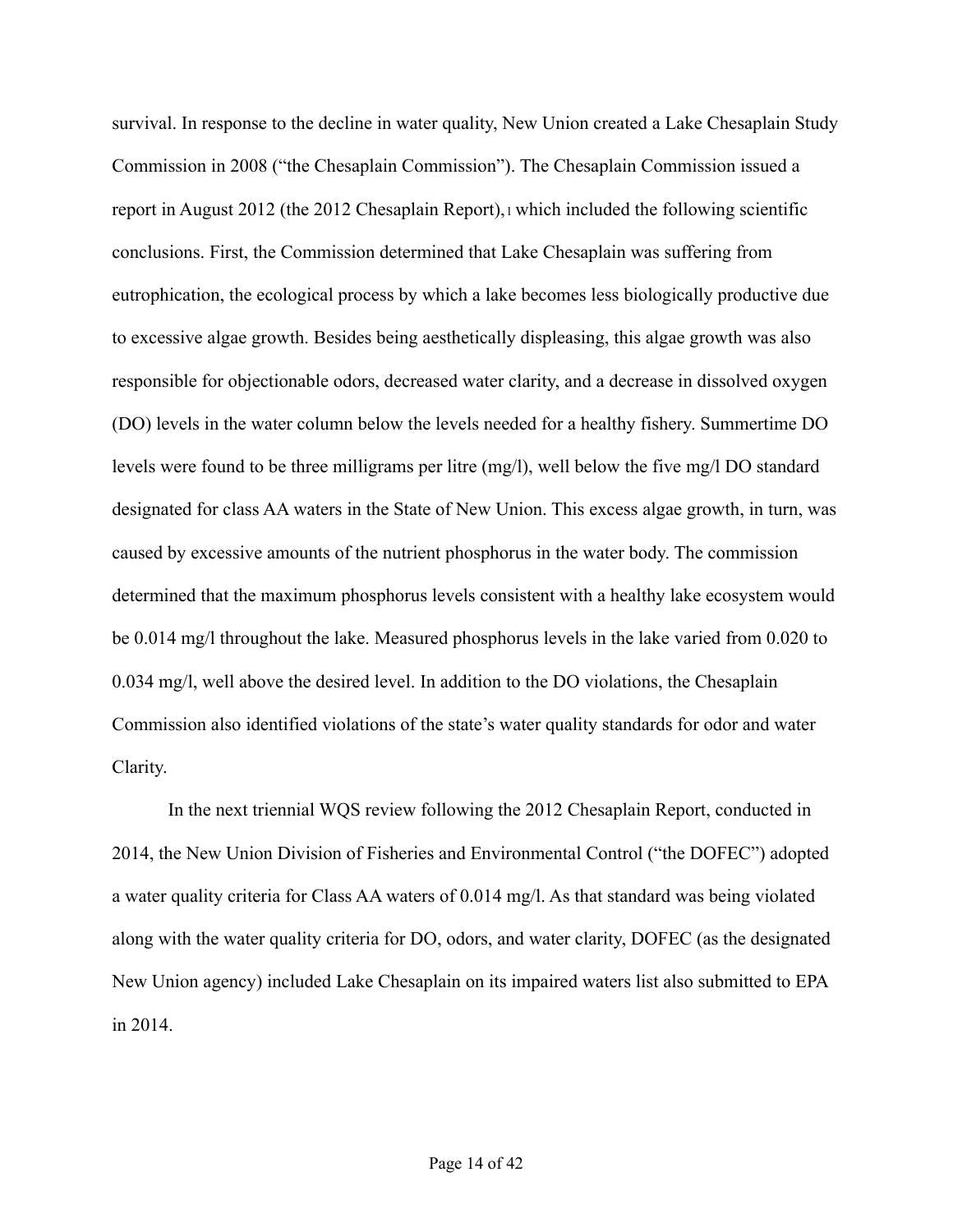survival. In response to the decline in water quality, New Union created a Lake Chesaplain Study Commission in 2008 ("the Chesaplain Commission"). The Chesaplain Commission issued a report in August 2012 (the 2012 Chesaplain Report),[1] which included the following scientific conclusions. First, the Commission determined that Lake Chesaplain was suffering from eutrophication, the ecological process by which a lake becomes less biologically productive due to excessive algae growth. Besides being aesthetically displeasing, this algae growth was also responsible for objectionable odors, decreased water clarity, and a decrease in dissolved oxygen (DO) levels in the water column below the levels needed for a healthy fishery. Summertime DO levels were found to be three milligrams per litre (mg/l), well below the five mg/l DO standard designated for class AA waters in the State of New Union. This excess algae growth, in turn, was caused by excessive amounts of the nutrient phosphorus in the water body. The commission determined that the maximum phosphorus levels consistent with a healthy lake ecosystem would be 0.014 mg/l throughout the lake. Measured phosphorus levels in the lake varied from 0.020 to 0.034 mg/l, well above the desired level. In addition to the DO violations, the Chesaplain Commission also identified violations of the state's water quality standards for odor and water Clarity.

In the next triennial WQS review following the 2012 Chesaplain Report, conducted in 2014, the New Union Division of Fisheries and Environmental Control ("the DOFEC") adopted a water quality criteria for Class AA waters of 0.014 mg/l. As that standard was being violated along with the water quality criteria for DO, odors, and water clarity, DOFEC (as the designated New Union agency) included Lake Chesaplain on its impaired waters list also submitted to EPA in 2014.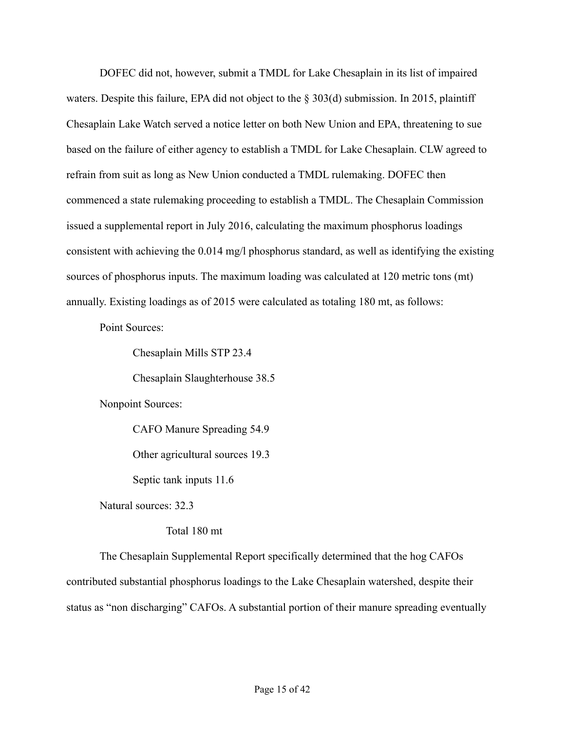DOFEC did not, however, submit a TMDL for Lake Chesaplain in its list of impaired waters. Despite this failure, EPA did not object to the § 303(d) submission. In 2015, plaintiff Chesaplain Lake Watch served a notice letter on both New Union and EPA, threatening to sue based on the failure of either agency to establish a TMDL for Lake Chesaplain. CLW agreed to refrain from suit as long as New Union conducted a TMDL rulemaking. DOFEC then commenced a state rulemaking proceeding to establish a TMDL. The Chesaplain Commission issued a supplemental report in July 2016, calculating the maximum phosphorus loadings consistent with achieving the 0.014 mg/l phosphorus standard, as well as identifying the existing sources of phosphorus inputs. The maximum loading was calculated at 120 metric tons (mt) annually. Existing loadings as of 2015 were calculated as totaling 180 mt, as follows:

Point Sources:

Chesaplain Mills STP 23.4

Chesaplain Slaughterhouse 38.5

Nonpoint Sources:

CAFO Manure Spreading 54.9

Other agricultural sources 19.3

Septic tank inputs 11.6

Natural sources: 32.3

Total 180 mt

The Chesaplain Supplemental Report specifically determined that the hog CAFOs contributed substantial phosphorus loadings to the Lake Chesaplain watershed, despite their status as "non discharging" CAFOs. A substantial portion of their manure spreading eventually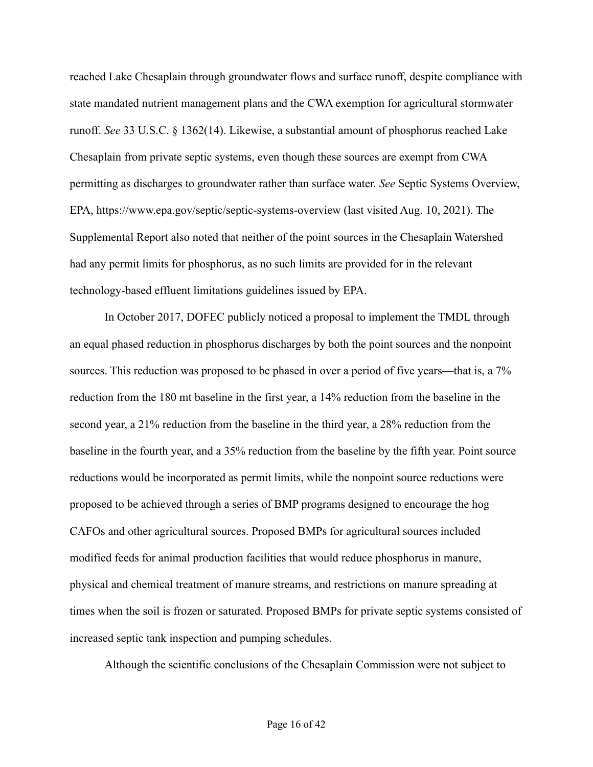reached Lake Chesaplain through groundwater flows and surface runoff, despite compliance with state mandated nutrient management plans and the CWA exemption for agricultural stormwater runoff. *See* 33 U.S.C. § 1362(14). Likewise, a substantial amount of phosphorus reached Lake Chesaplain from private septic systems, even though these sources are exempt from CWA permitting as discharges to groundwater rather than surface water. *See* Septic Systems Overview, EPA, https://www.epa.gov/septic/septic-systems-overview (last visited Aug. 10, 2021). The Supplemental Report also noted that neither of the point sources in the Chesaplain Watershed had any permit limits for phosphorus, as no such limits are provided for in the relevant technology-based effluent limitations guidelines issued by EPA.

In October 2017, DOFEC publicly noticed a proposal to implement the TMDL through an equal phased reduction in phosphorus discharges by both the point sources and the nonpoint sources. This reduction was proposed to be phased in over a period of five years—that is, a 7% reduction from the 180 mt baseline in the first year, a 14% reduction from the baseline in the second year, a 21% reduction from the baseline in the third year, a 28% reduction from the baseline in the fourth year, and a 35% reduction from the baseline by the fifth year. Point source reductions would be incorporated as permit limits, while the nonpoint source reductions were proposed to be achieved through a series of BMP programs designed to encourage the hog CAFOs and other agricultural sources. Proposed BMPs for agricultural sources included modified feeds for animal production facilities that would reduce phosphorus in manure, physical and chemical treatment of manure streams, and restrictions on manure spreading at times when the soil is frozen or saturated. Proposed BMPs for private septic systems consisted of increased septic tank inspection and pumping schedules.

Although the scientific conclusions of the Chesaplain Commission were not subject to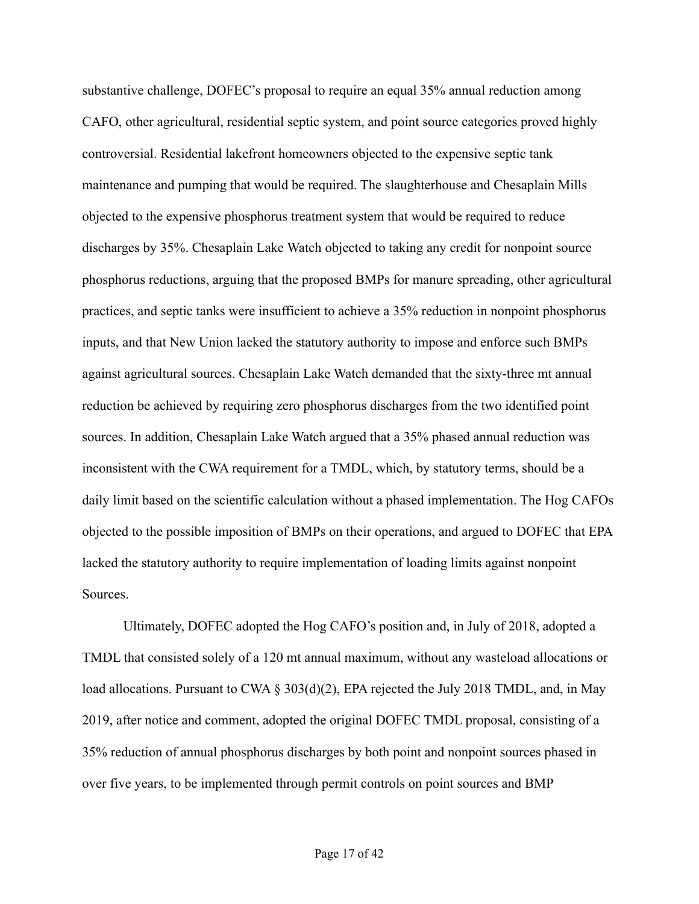substantive challenge, DOFEC's proposal to require an equal 35% annual reduction among CAFO, other agricultural, residential septic system, and point source categories proved highly controversial. Residential lakefront homeowners objected to the expensive septic tank maintenance and pumping that would be required. The slaughterhouse and Chesaplain Mills objected to the expensive phosphorus treatment system that would be required to reduce discharges by 35%. Chesaplain Lake Watch objected to taking any credit for nonpoint source phosphorus reductions, arguing that the proposed BMPs for manure spreading, other agricultural practices, and septic tanks were insufficient to achieve a 35% reduction in nonpoint phosphorus inputs, and that New Union lacked the statutory authority to impose and enforce such BMPs against agricultural sources. Chesaplain Lake Watch demanded that the sixty-three mt annual reduction be achieved by requiring zero phosphorus discharges from the two identified point sources. In addition, Chesaplain Lake Watch argued that a 35% phased annual reduction was inconsistent with the CWA requirement for a TMDL, which, by statutory terms, should be a daily limit based on the scientific calculation without a phased implementation. The Hog CAFOs objected to the possible imposition of BMPs on their operations, and argued to DOFEC that EPA lacked the statutory authority to require implementation of loading limits against nonpoint Sources.

Ultimately, DOFEC adopted the Hog CAFO's position and, in July of 2018, adopted a TMDL that consisted solely of a 120 mt annual maximum, without any wasteload allocations or load allocations. Pursuant to CWA § 303(d)(2), EPA rejected the July 2018 TMDL, and, in May 2019, after notice and comment, adopted the original DOFEC TMDL proposal, consisting of a 35% reduction of annual phosphorus discharges by both point and nonpoint sources phased in over five years, to be implemented through permit controls on point sources and BMP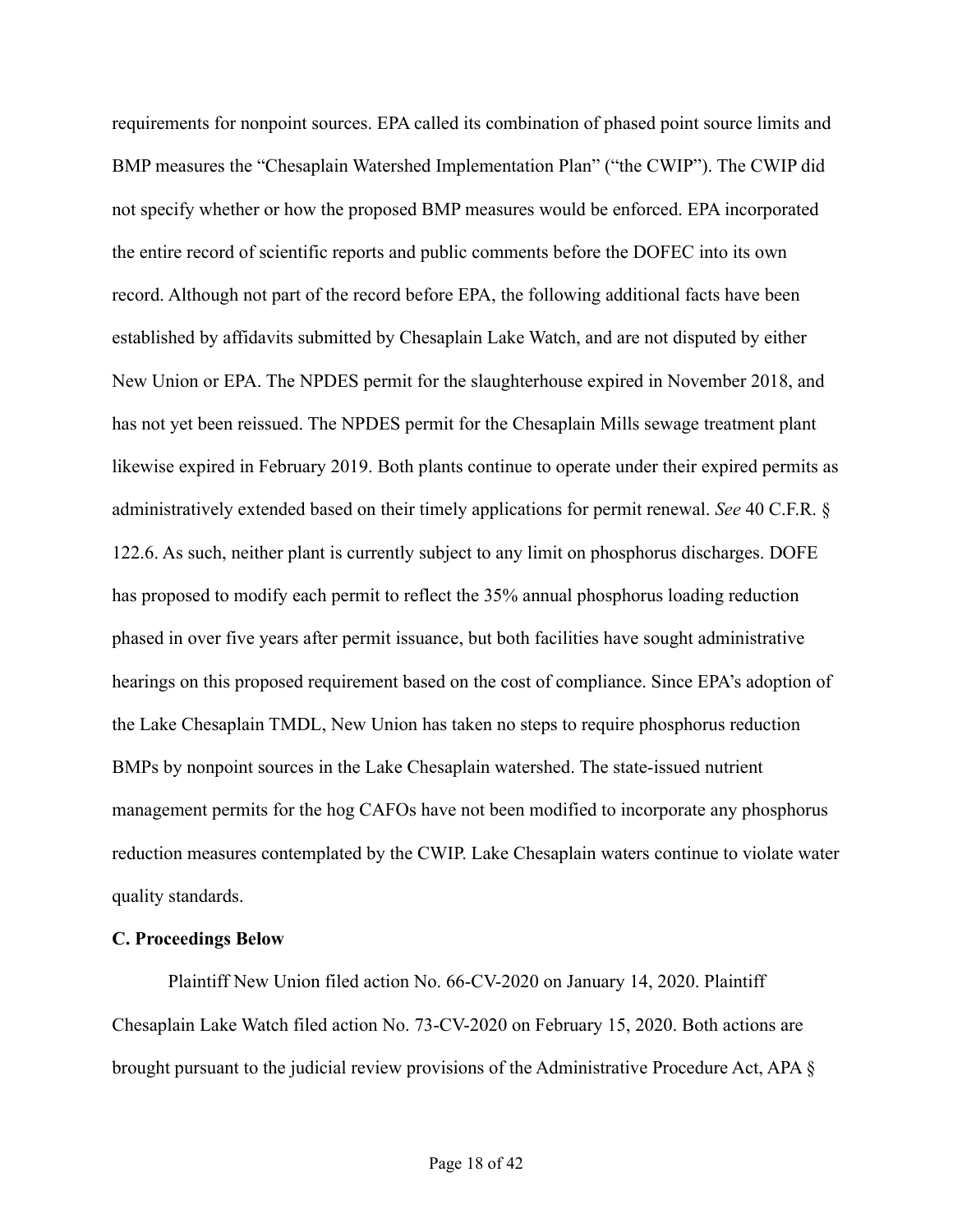requirements for nonpoint sources. EPA called its combination of phased point source limits and BMP measures the "Chesaplain Watershed Implementation Plan" ("the CWIP"). The CWIP did not specify whether or how the proposed BMP measures would be enforced. EPA incorporated the entire record of scientific reports and public comments before the DOFEC into its own record. Although not part of the record before EPA, the following additional facts have been established by affidavits submitted by Chesaplain Lake Watch, and are not disputed by either New Union or EPA. The NPDES permit for the slaughterhouse expired in November 2018, and has not yet been reissued. The NPDES permit for the Chesaplain Mills sewage treatment plant likewise expired in February 2019. Both plants continue to operate under their expired permits as administratively extended based on their timely applications for permit renewal. *See* 40 C.F.R. § 122.6. As such, neither plant is currently subject to any limit on phosphorus discharges. DOFE has proposed to modify each permit to reflect the 35% annual phosphorus loading reduction phased in over five years after permit issuance, but both facilities have sought administrative hearings on this proposed requirement based on the cost of compliance. Since EPA's adoption of the Lake Chesaplain TMDL, New Union has taken no steps to require phosphorus reduction BMPs by nonpoint sources in the Lake Chesaplain watershed. The state-issued nutrient management permits for the hog CAFOs have not been modified to incorporate any phosphorus reduction measures contemplated by the CWIP. Lake Chesaplain waters continue to violate water quality standards.

**C. Proceedings Below**

Plaintiff New Union filed action No. 66-CV-2020 on January 14, 2020. Plaintiff Chesaplain Lake Watch filed action No. 73-CV-2020 on February 15, 2020. Both actions are brought pursuant to the judicial review provisions of the Administrative Procedure Act, APA §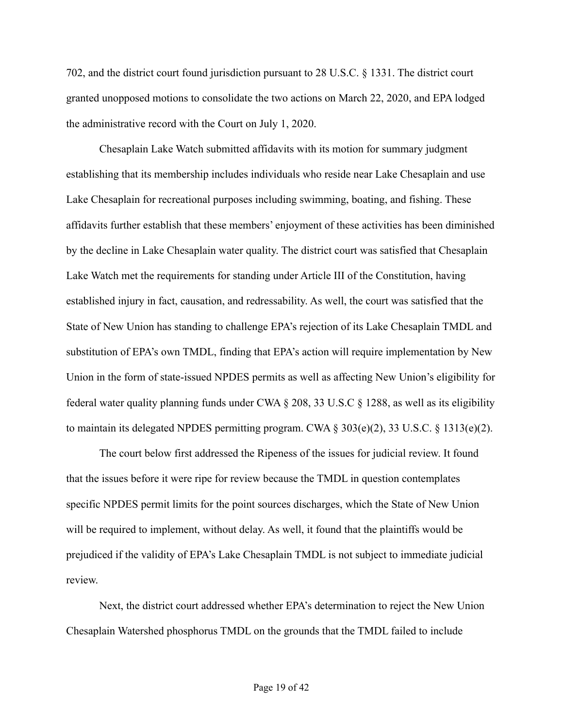702, and the district court found jurisdiction pursuant to 28 U.S.C. § 1331. The district court granted unopposed motions to consolidate the two actions on March 22, 2020, and EPA lodged the administrative record with the Court on July 1, 2020.

Chesaplain Lake Watch submitted affidavits with its motion for summary judgment establishing that its membership includes individuals who reside near Lake Chesaplain and use Lake Chesaplain for recreational purposes including swimming, boating, and fishing. These affidavits further establish that these members' enjoyment of these activities has been diminished by the decline in Lake Chesaplain water quality. The district court was satisfied that Chesaplain Lake Watch met the requirements for standing under Article III of the Constitution, having established injury in fact, causation, and redressability. As well, the court was satisfied that the State of New Union has standing to challenge EPA's rejection of its Lake Chesaplain TMDL and substitution of EPA's own TMDL, finding that EPA's action will require implementation by New Union in the form of state-issued NPDES permits as well as affecting New Union's eligibility for federal water quality planning funds under CWA § 208, 33 U.S.C § 1288, as well as its eligibility to maintain its delegated NPDES permitting program. CWA § 303(e)(2), 33 U.S.C. § 1313(e)(2).

The court below first addressed the Ripeness of the issues for judicial review. It found that the issues before it were ripe for review because the TMDL in question contemplates specific NPDES permit limits for the point sources discharges, which the State of New Union will be required to implement, without delay. As well, it found that the plaintiffs would be prejudiced if the validity of EPA's Lake Chesaplain TMDL is not subject to immediate judicial review.

Next, the district court addressed whether EPA's determination to reject the New Union Chesaplain Watershed phosphorus TMDL on the grounds that the TMDL failed to include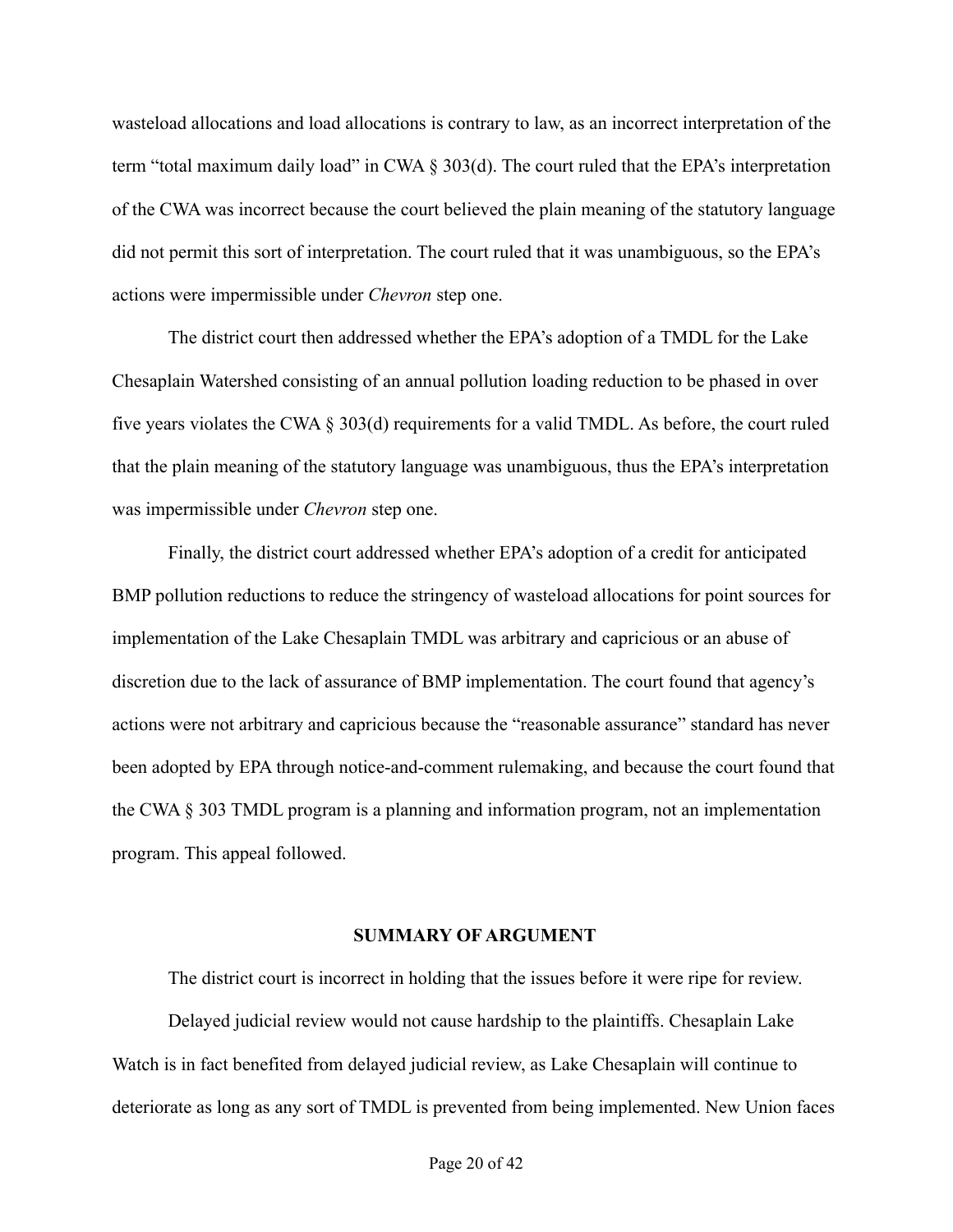wasteload allocations and load allocations is contrary to law, as an incorrect interpretation of the term "total maximum daily load" in CWA § 303(d). The court ruled that the EPA's interpretation of the CWA was incorrect because the court believed the plain meaning of the statutory language did not permit this sort of interpretation. The court ruled that it was unambiguous, so the EPA's actions were impermissible under *Chevron* step one.

The district court then addressed whether the EPA's adoption of a TMDL for the Lake Chesaplain Watershed consisting of an annual pollution loading reduction to be phased in over five years violates the CWA § 303(d) requirements for a valid TMDL. As before, the court ruled that the plain meaning of the statutory language was unambiguous, thus the EPA's interpretation was impermissible under *Chevron* step one.

Finally, the district court addressed whether EPA's adoption of a credit for anticipated BMP pollution reductions to reduce the stringency of wasteload allocations for point sources for implementation of the Lake Chesaplain TMDL was arbitrary and capricious or an abuse of discretion due to the lack of assurance of BMP implementation. The court found that agency's actions were not arbitrary and capricious because the "reasonable assurance" standard has never been adopted by EPA through notice-and-comment rulemaking, and because the court found that the CWA § 303 TMDL program is a planning and information program, not an implementation program. This appeal followed.

## SUMMARY OF ARGUMENT

The district court is incorrect in holding that the issues before it were ripe for review.

Delayed judicial review would not cause hardship to the plaintiffs. Chesaplain Lake Watch is in fact benefited from delayed judicial review, as Lake Chesaplain will continue to deteriorate as long as any sort of TMDL is prevented from being implemented. New Union faces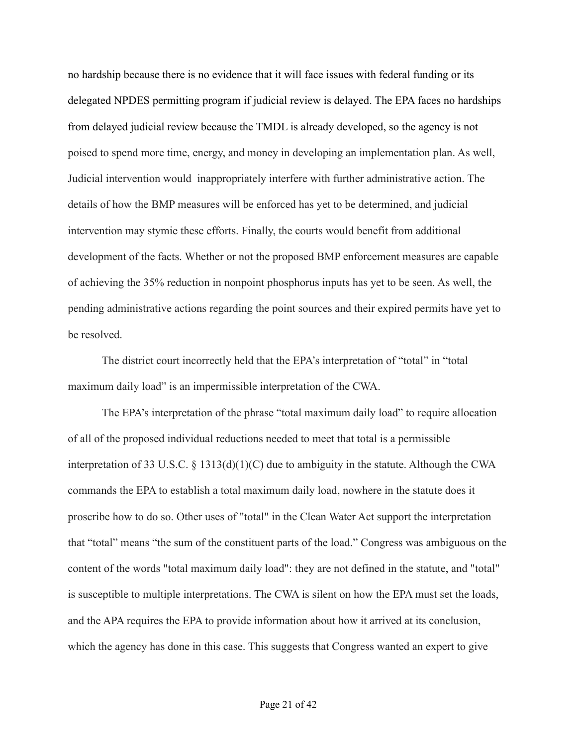no hardship because there is no evidence that it will face issues with federal funding or its delegated NPDES permitting program if judicial review is delayed. The EPA faces no hardships from delayed judicial review because the TMDL is already developed, so the agency is not poised to spend more time, energy, and money in developing an implementation plan. As well, Judicial intervention would inappropriately interfere with further administrative action. The details of how the BMP measures will be enforced has yet to be determined, and judicial intervention may stymie these efforts. Finally, the courts would benefit from additional development of the facts. Whether or not the proposed BMP enforcement measures are capable of achieving the 35% reduction in nonpoint phosphorus inputs has yet to be seen. As well, the pending administrative actions regarding the point sources and their expired permits have yet to be resolved.

The district court incorrectly held that the EPA's interpretation of "total" in "total maximum daily load" is an impermissible interpretation of the CWA.

The EPA's interpretation of the phrase "total maximum daily load" to require allocation of all of the proposed individual reductions needed to meet that total is a permissible interpretation of 33 U.S.C. § 1313(d)(1)(C) due to ambiguity in the statute. Although the CWA commands the EPA to establish a total maximum daily load, nowhere in the statute does it proscribe how to do so. Other uses of "total" in the Clean Water Act support the interpretation that "total" means "the sum of the constituent parts of the load." Congress was ambiguous on the content of the words "total maximum daily load": they are not defined in the statute, and "total" is susceptible to multiple interpretations. The CWA is silent on how the EPA must set the loads, and the APA requires the EPA to provide information about how it arrived at its conclusion, which the agency has done in this case. This suggests that Congress wanted an expert to give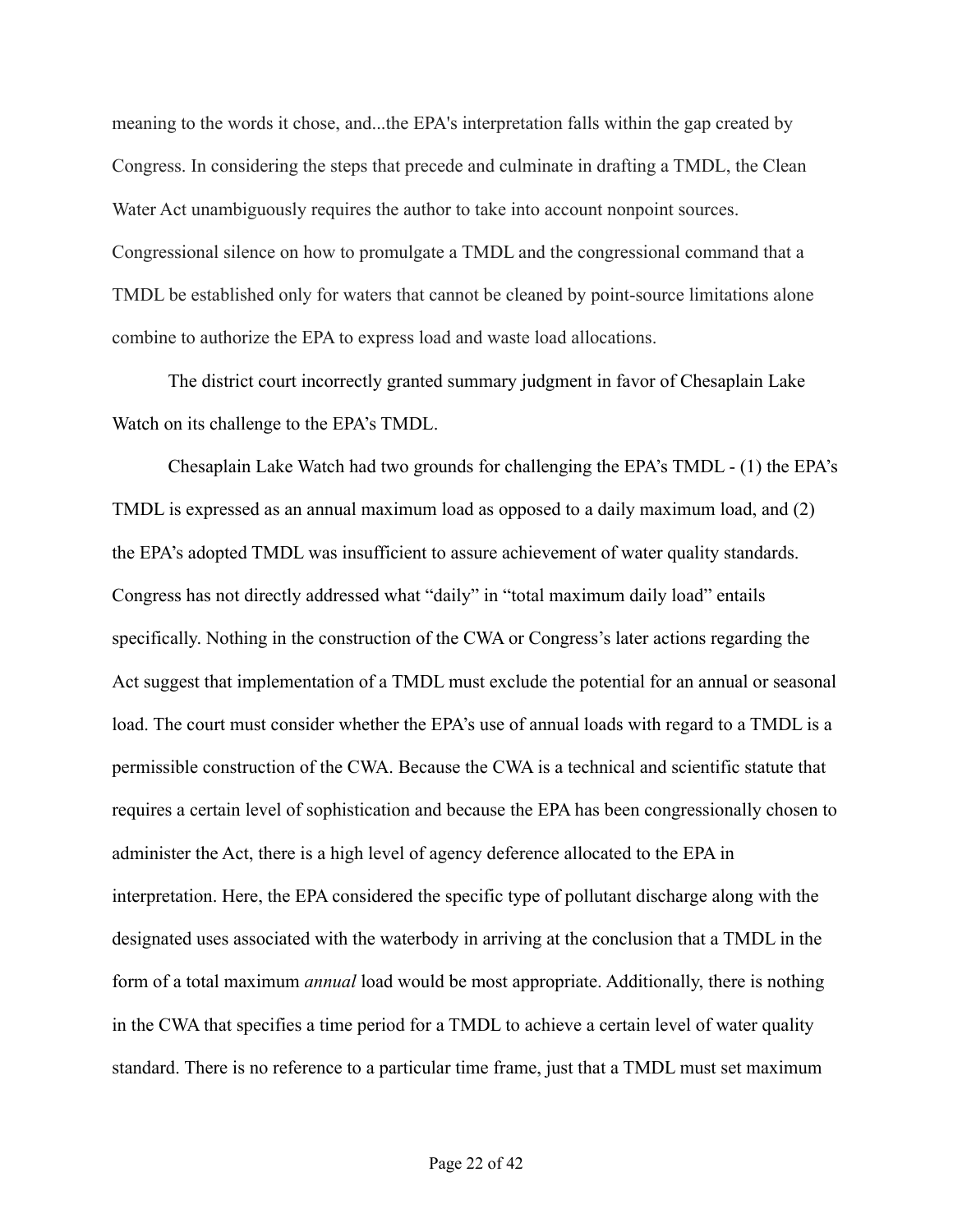meaning to the words it chose, and...the EPA's interpretation falls within the gap created by Congress. In considering the steps that precede and culminate in drafting a TMDL, the Clean Water Act unambiguously requires the author to take into account nonpoint sources. Congressional silence on how to promulgate a TMDL and the congressional command that a TMDL be established only for waters that cannot be cleaned by point-source limitations alone combine to authorize the EPA to express load and waste load allocations.

The district court incorrectly granted summary judgment in favor of Chesaplain Lake Watch on its challenge to the EPA's TMDL.

Chesaplain Lake Watch had two grounds for challenging the EPA's TMDL - (1) the EPA's TMDL is expressed as an annual maximum load as opposed to a daily maximum load, and (2) the EPA's adopted TMDL was insufficient to assure achievement of water quality standards. Congress has not directly addressed what "daily" in "total maximum daily load" entails specifically. Nothing in the construction of the CWA or Congress's later actions regarding the Act suggest that implementation of a TMDL must exclude the potential for an annual or seasonal load. The court must consider whether the EPA's use of annual loads with regard to a TMDL is a permissible construction of the CWA. Because the CWA is a technical and scientific statute that requires a certain level of sophistication and because the EPA has been congressionally chosen to administer the Act, there is a high level of agency deference allocated to the EPA in interpretation. Here, the EPA considered the specific type of pollutant discharge along with the designated uses associated with the waterbody in arriving at the conclusion that a TMDL in the form of a total maximum *annual* load would be most appropriate. Additionally, there is nothing in the CWA that specifies a time period for a TMDL to achieve a certain level of water quality standard. There is no reference to a particular time frame, just that a TMDL must set maximum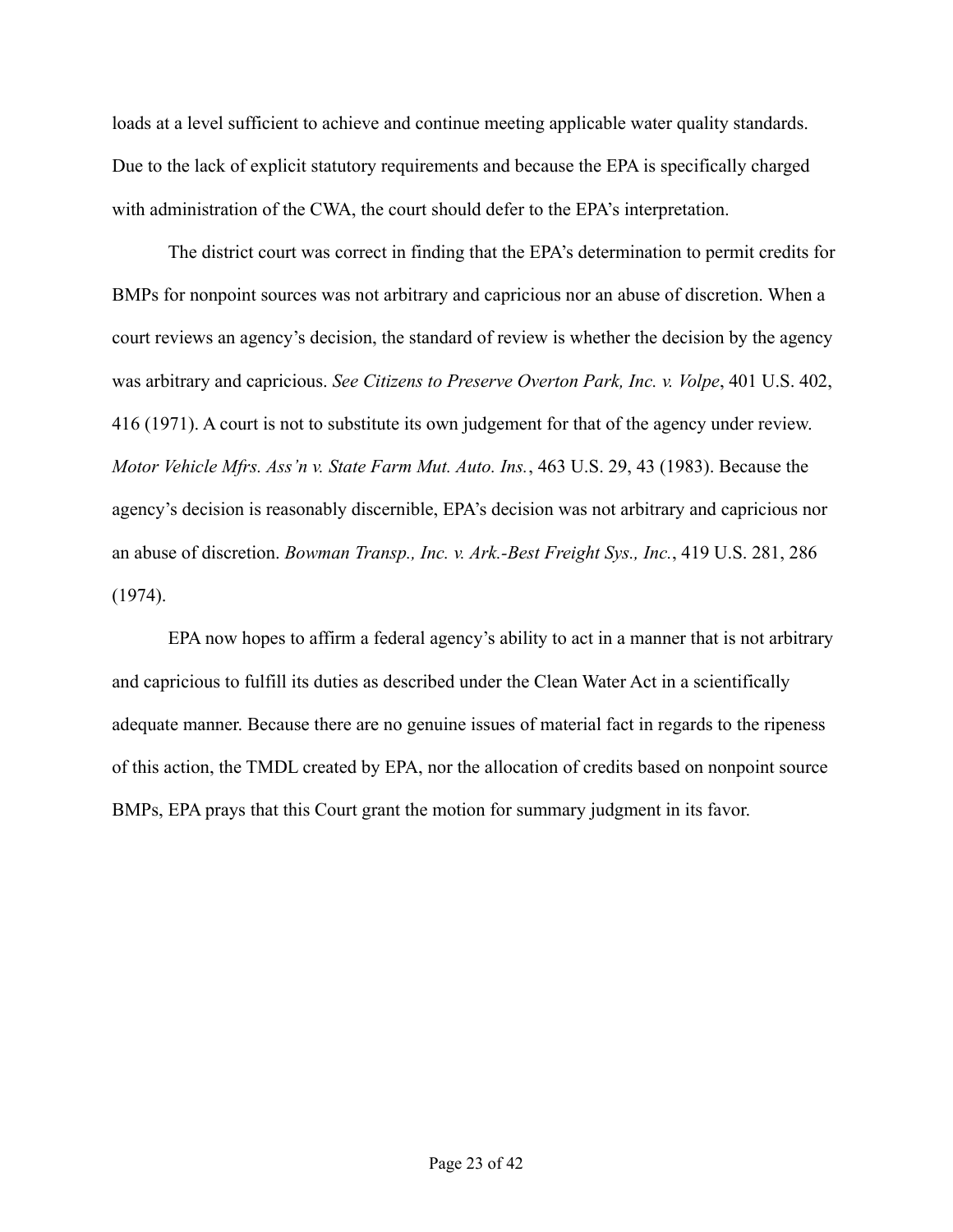loads at a level sufficient to achieve and continue meeting applicable water quality standards. Due to the lack of explicit statutory requirements and because the EPA is specifically charged with administration of the CWA, the court should defer to the EPA's interpretation.

The district court was correct in finding that the EPA's determination to permit credits for BMPs for nonpoint sources was not arbitrary and capricious nor an abuse of discretion. When a court reviews an agency's decision, the standard of review is whether the decision by the agency was arbitrary and capricious. *See Citizens to Preserve Overton Park, Inc. v. Volpe*, 401 U.S. 402, 416 (1971). A court is not to substitute its own judgement for that of the agency under review. *Motor Vehicle Mfrs. Ass'n v. State Farm Mut. Auto. Ins.*, 463 U.S. 29, 43 (1983). Because the agency's decision is reasonably discernible, EPA's decision was not arbitrary and capricious nor an abuse of discretion. *Bowman Transp., Inc. v. Ark.-Best Freight Sys., Inc.*, 419 U.S. 281, 286 (1974).

EPA now hopes to affirm a federal agency's ability to act in a manner that is not arbitrary and capricious to fulfill its duties as described under the Clean Water Act in a scientifically adequate manner. Because there are no genuine issues of material fact in regards to the ripeness of this action, the TMDL created by EPA, nor the allocation of credits based on nonpoint source BMPs, EPA prays that this Court grant the motion for summary judgment in its favor.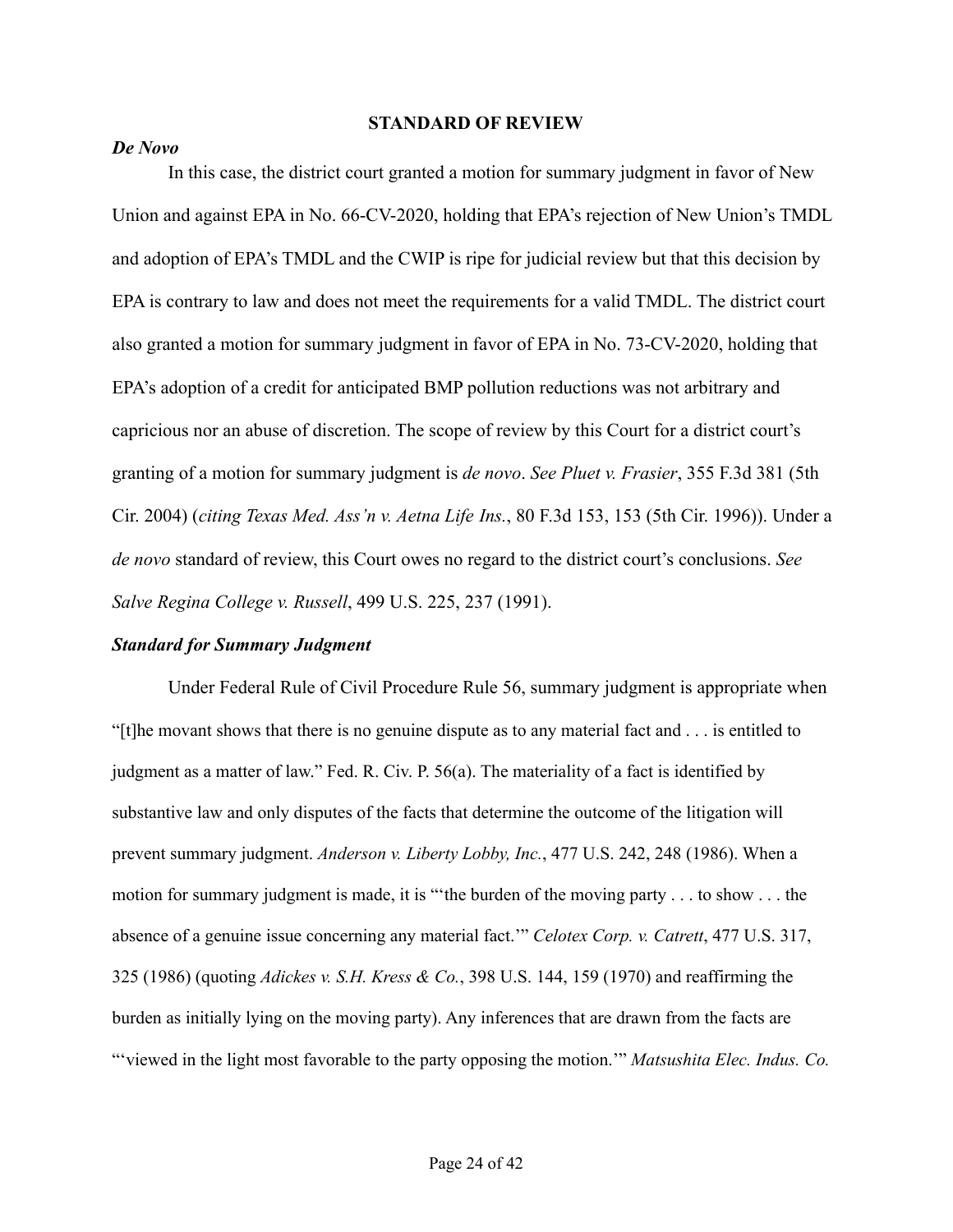## STANDARD OF REVIEW

***De Novo***

In this case, the district court granted a motion for summary judgment in favor of New Union and against EPA in No. 66-CV-2020, holding that EPA's rejection of New Union's TMDL and adoption of EPA's TMDL and the CWIP is ripe for judicial review but that this decision by EPA is contrary to law and does not meet the requirements for a valid TMDL. The district court also granted a motion for summary judgment in favor of EPA in No. 73-CV-2020, holding that EPA's adoption of a credit for anticipated BMP pollution reductions was not arbitrary and capricious nor an abuse of discretion. The scope of review by this Court for a district court's granting of a motion for summary judgment is *de novo*. *See Pluet v. Frasier*, 355 F.3d 381 (5th Cir. 2004) (*citing Texas Med. Ass'n v. Aetna Life Ins.*, 80 F.3d 153, 153 (5th Cir. 1996)). Under a *de novo* standard of review, this Court owes no regard to the district court's conclusions. *See Salve Regina College v. Russell*, 499 U.S. 225, 237 (1991).

***Standard for Summary Judgment***

Under Federal Rule of Civil Procedure Rule 56, summary judgment is appropriate when "[t]he movant shows that there is no genuine dispute as to any material fact and . . . is entitled to judgment as a matter of law." Fed. R. Civ. P. 56(a). The materiality of a fact is identified by substantive law and only disputes of the facts that determine the outcome of the litigation will prevent summary judgment. *Anderson v. Liberty Lobby, Inc.*, 477 U.S. 242, 248 (1986). When a motion for summary judgment is made, it is "'the burden of the moving party . . . to show . . . the absence of a genuine issue concerning any material fact.'" *Celotex Corp. v. Catrett*, 477 U.S. 317, 325 (1986) (quoting *Adickes v. S.H. Kress & Co.*, 398 U.S. 144, 159 (1970) and reaffirming the burden as initially lying on the moving party). Any inferences that are drawn from the facts are "'viewed in the light most favorable to the party opposing the motion.'" *Matsushita Elec. Indus. Co.*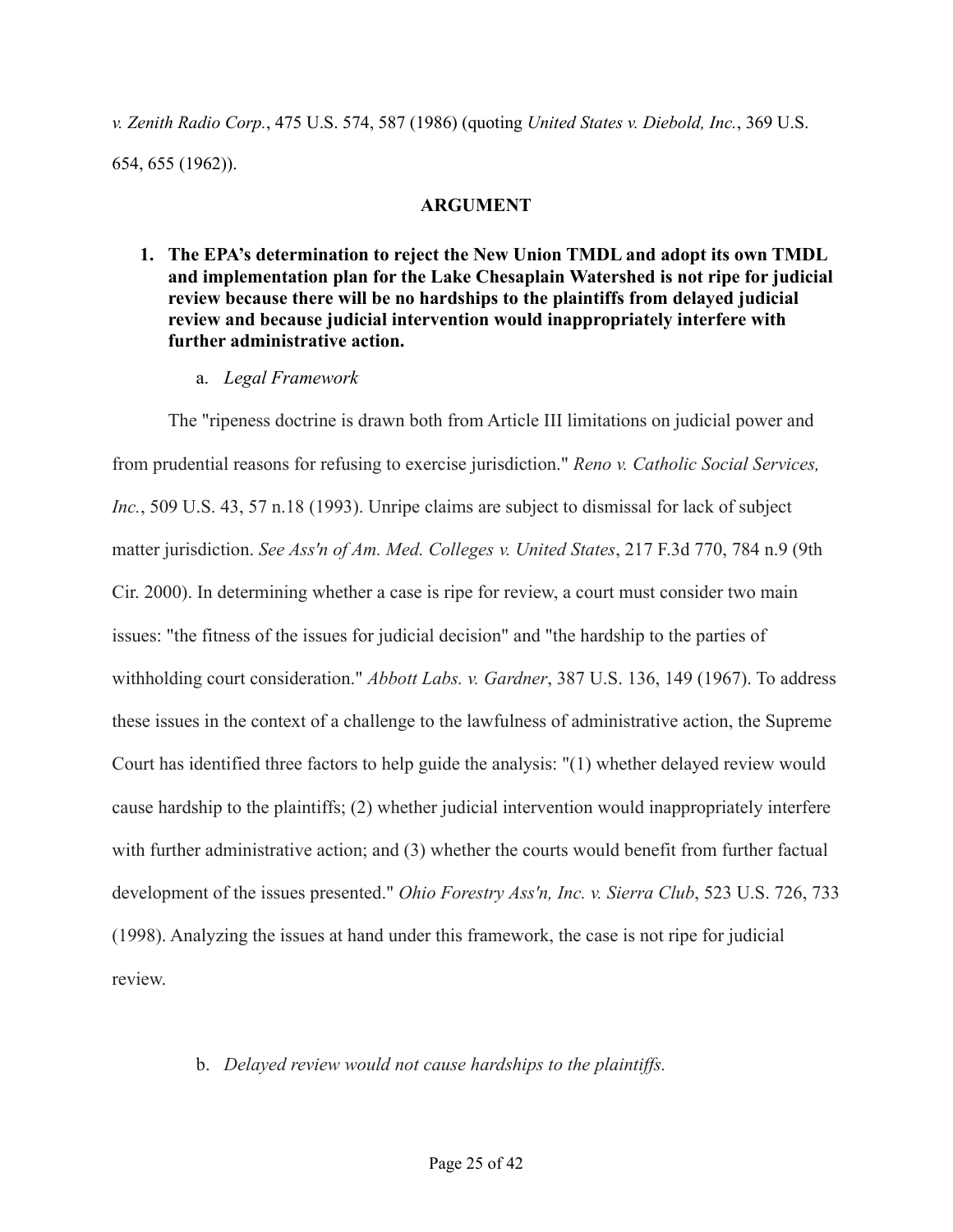*v. Zenith Radio Corp.*, 475 U.S. 574, 587 (1986) (quoting *United States v. Diebold, Inc.*, 369 U.S. 654, 655 (1962)).

## ARGUMENT

**1. The EPA's determination to reject the New Union TMDL and adopt its own TMDL and implementation plan for the Lake Chesaplain Watershed is not ripe for judicial review because there will be no hardships to the plaintiffs from delayed judicial review and because judicial intervention would inappropriately interfere with further administrative action.**

a. *Legal Framework*

The "ripeness doctrine is drawn both from Article III limitations on judicial power and from prudential reasons for refusing to exercise jurisdiction." *Reno v. Catholic Social Services, Inc.*, 509 U.S. 43, 57 n.18 (1993). Unripe claims are subject to dismissal for lack of subject matter jurisdiction. *See Ass'n of Am. Med. Colleges v. United States*, 217 F.3d 770, 784 n.9 (9th Cir. 2000). In determining whether a case is ripe for review, a court must consider two main issues: "the fitness of the issues for judicial decision" and "the hardship to the parties of withholding court consideration." *Abbott Labs. v. Gardner*, 387 U.S. 136, 149 (1967). To address these issues in the context of a challenge to the lawfulness of administrative action, the Supreme Court has identified three factors to help guide the analysis: "(1) whether delayed review would cause hardship to the plaintiffs; (2) whether judicial intervention would inappropriately interfere with further administrative action; and (3) whether the courts would benefit from further factual development of the issues presented." *Ohio Forestry Ass'n, Inc. v. Sierra Club*, 523 U.S. 726, 733 (1998). Analyzing the issues at hand under this framework, the case is not ripe for judicial review.

b. *Delayed review would not cause hardships to the plaintiffs.*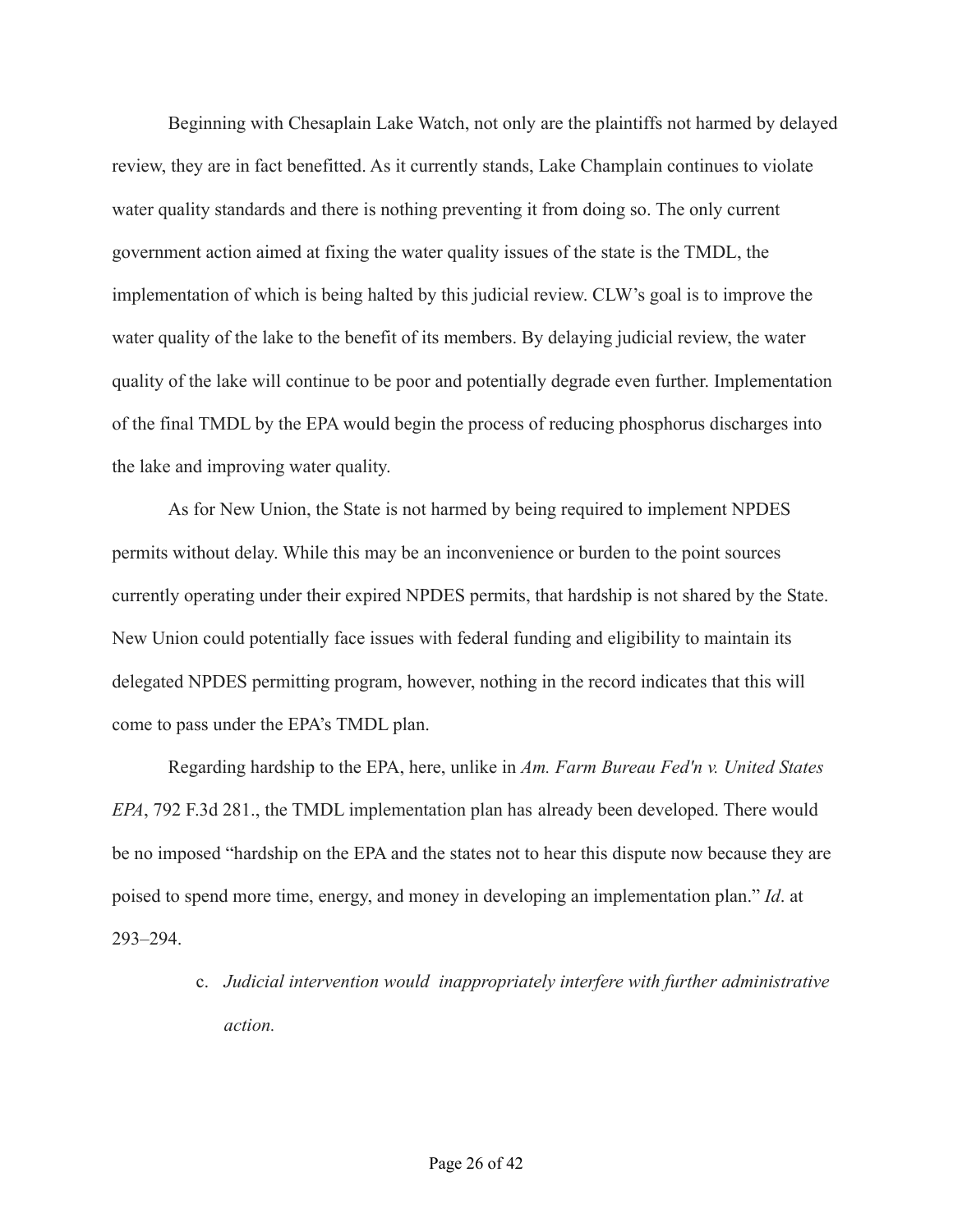Beginning with Chesaplain Lake Watch, not only are the plaintiffs not harmed by delayed review, they are in fact benefitted. As it currently stands, Lake Champlain continues to violate water quality standards and there is nothing preventing it from doing so. The only current government action aimed at fixing the water quality issues of the state is the TMDL, the implementation of which is being halted by this judicial review. CLW's goal is to improve the water quality of the lake to the benefit of its members. By delaying judicial review, the water quality of the lake will continue to be poor and potentially degrade even further. Implementation of the final TMDL by the EPA would begin the process of reducing phosphorus discharges into the lake and improving water quality.

As for New Union, the State is not harmed by being required to implement NPDES permits without delay. While this may be an inconvenience or burden to the point sources currently operating under their expired NPDES permits, that hardship is not shared by the State. New Union could potentially face issues with federal funding and eligibility to maintain its delegated NPDES permitting program, however, nothing in the record indicates that this will come to pass under the EPA's TMDL plan.

Regarding hardship to the EPA, here, unlike in *Am. Farm Bureau Fed'n v. United States EPA*, 792 F.3d 281., the TMDL implementation plan has already been developed. There would be no imposed "hardship on the EPA and the states not to hear this dispute now because they are poised to spend more time, energy, and money in developing an implementation plan." *Id*. at 293–294.

c. *Judicial intervention would inappropriately interfere with further administrative action.*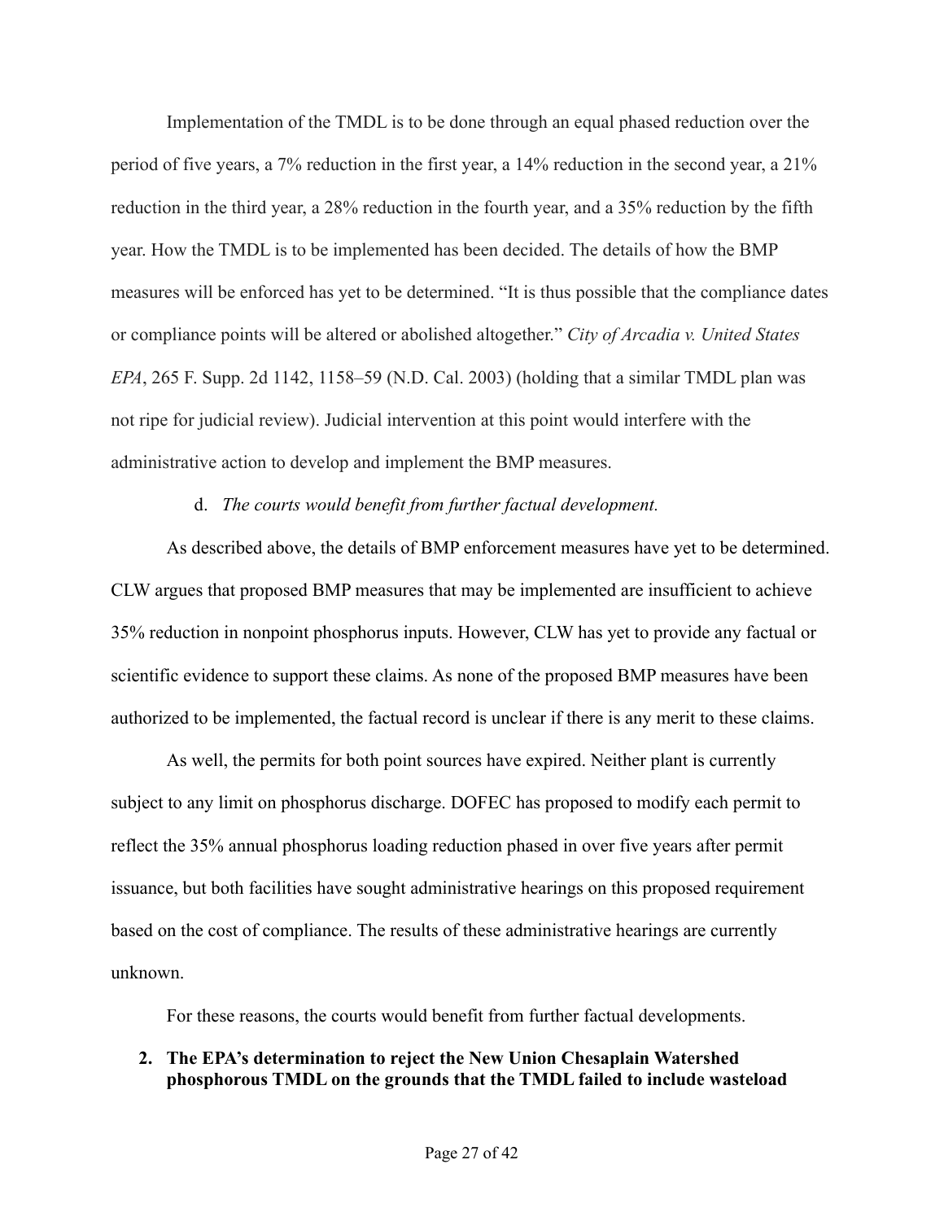Implementation of the TMDL is to be done through an equal phased reduction over the period of five years, a 7% reduction in the first year, a 14% reduction in the second year, a 21% reduction in the third year, a 28% reduction in the fourth year, and a 35% reduction by the fifth year. How the TMDL is to be implemented has been decided. The details of how the BMP measures will be enforced has yet to be determined. "It is thus possible that the compliance dates or compliance points will be altered or abolished altogether." *City of Arcadia v. United States EPA*, 265 F. Supp. 2d 1142, 1158–59 (N.D. Cal. 2003) (holding that a similar TMDL plan was not ripe for judicial review). Judicial intervention at this point would interfere with the administrative action to develop and implement the BMP measures.

d. *The courts would benefit from further factual development.*

As described above, the details of BMP enforcement measures have yet to be determined. CLW argues that proposed BMP measures that may be implemented are insufficient to achieve 35% reduction in nonpoint phosphorus inputs. However, CLW has yet to provide any factual or scientific evidence to support these claims. As none of the proposed BMP measures have been authorized to be implemented, the factual record is unclear if there is any merit to these claims.

As well, the permits for both point sources have expired. Neither plant is currently subject to any limit on phosphorus discharge. DOFEC has proposed to modify each permit to reflect the 35% annual phosphorus loading reduction phased in over five years after permit issuance, but both facilities have sought administrative hearings on this proposed requirement based on the cost of compliance. The results of these administrative hearings are currently unknown.

For these reasons, the courts would benefit from further factual developments.

**2. The EPA's determination to reject the New Union Chesaplain Watershed phosphorous TMDL on the grounds that the TMDL failed to include wasteload**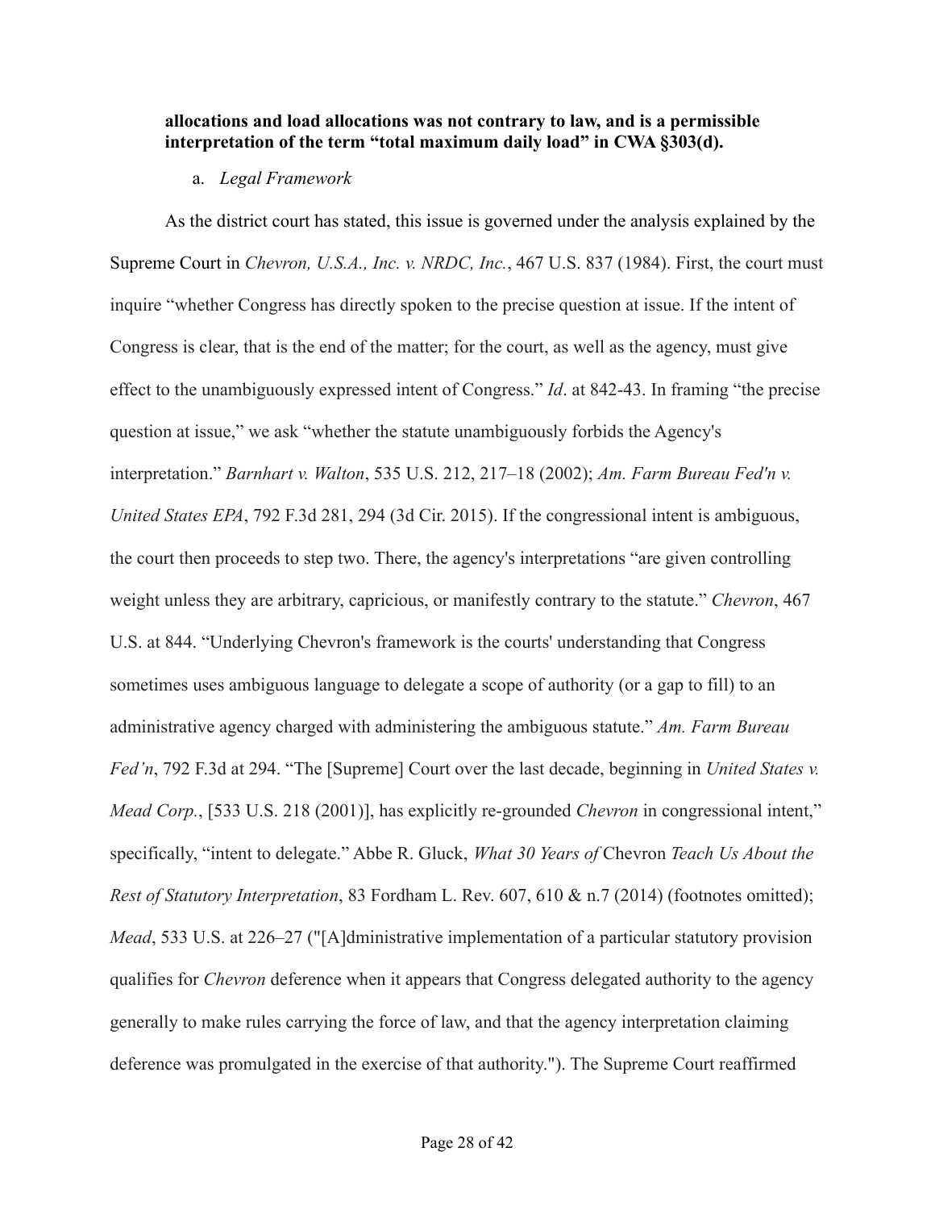**allocations and load allocations was not contrary to law, and is a permissible interpretation of the term "total maximum daily load" in CWA §303(d).**

a. *Legal Framework*

As the district court has stated, this issue is governed under the analysis explained by the Supreme Court in *Chevron, U.S.A., Inc. v. NRDC, Inc.*, 467 U.S. 837 (1984). First, the court must inquire "whether Congress has directly spoken to the precise question at issue. If the intent of Congress is clear, that is the end of the matter; for the court, as well as the agency, must give effect to the unambiguously expressed intent of Congress." *Id*. at 842-43. In framing "the precise question at issue," we ask "whether the statute unambiguously forbids the Agency's interpretation." *Barnhart v. Walton*, 535 U.S. 212, 217–18 (2002); *Am. Farm Bureau Fed'n v. United States EPA*, 792 F.3d 281, 294 (3d Cir. 2015). If the congressional intent is ambiguous, the court then proceeds to step two. There, the agency's interpretations "are given controlling weight unless they are arbitrary, capricious, or manifestly contrary to the statute." *Chevron*, 467 U.S. at 844. "Underlying Chevron's framework is the courts' understanding that Congress sometimes uses ambiguous language to delegate a scope of authority (or a gap to fill) to an administrative agency charged with administering the ambiguous statute." *Am. Farm Bureau Fed'n*, 792 F.3d at 294. "The [Supreme] Court over the last decade, beginning in *United States v. Mead Corp.*, [533 U.S. 218 (2001)], has explicitly re-grounded *Chevron* in congressional intent," specifically, "intent to delegate." Abbe R. Gluck, *What 30 Years of* Chevron *Teach Us About the Rest of Statutory Interpretation*, 83 Fordham L. Rev. 607, 610 & n.7 (2014) (footnotes omitted); *Mead*, 533 U.S. at 226–27 ("[A]dministrative implementation of a particular statutory provision qualifies for *Chevron* deference when it appears that Congress delegated authority to the agency generally to make rules carrying the force of law, and that the agency interpretation claiming deference was promulgated in the exercise of that authority."). The Supreme Court reaffirmed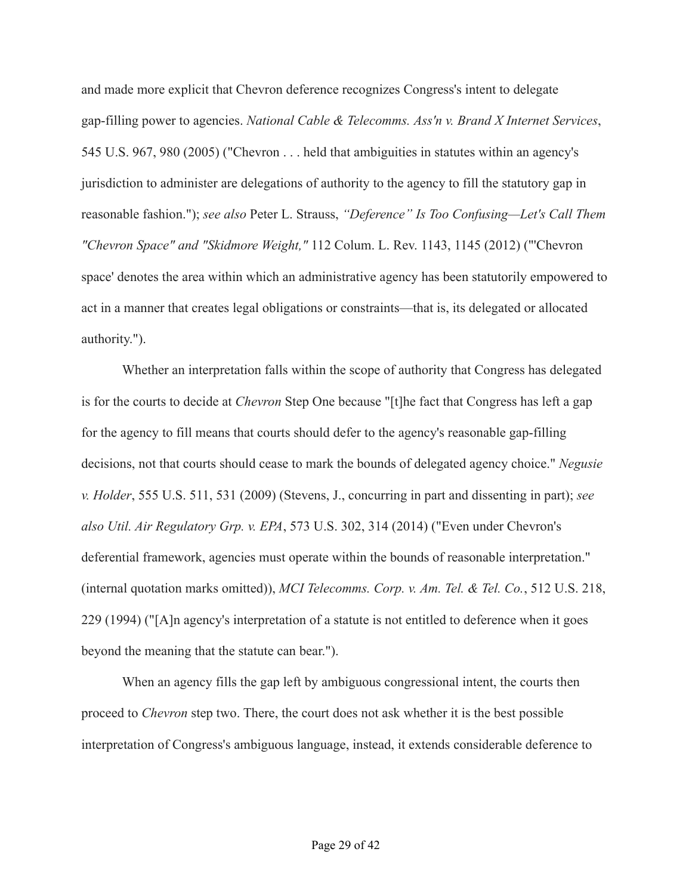and made more explicit that Chevron deference recognizes Congress's intent to delegate gap-filling power to agencies. *National Cable & Telecomms. Ass'n v. Brand X Internet Services*, 545 U.S. 967, 980 (2005) ("Chevron . . . held that ambiguities in statutes within an agency's jurisdiction to administer are delegations of authority to the agency to fill the statutory gap in reasonable fashion."); *see also* Peter L. Strauss, *“Deference” Is Too Confusing—Let's Call Them "Chevron Space" and "Skidmore Weight,"* 112 Colum. L. Rev. 1143, 1145 (2012) ("'Chevron space' denotes the area within which an administrative agency has been statutorily empowered to act in a manner that creates legal obligations or constraints—that is, its delegated or allocated authority.").

Whether an interpretation falls within the scope of authority that Congress has delegated is for the courts to decide at *Chevron* Step One because "[t]he fact that Congress has left a gap for the agency to fill means that courts should defer to the agency's reasonable gap-filling decisions, not that courts should cease to mark the bounds of delegated agency choice." *Negusie v. Holder*, 555 U.S. 511, 531 (2009) (Stevens, J., concurring in part and dissenting in part); *see also Util. Air Regulatory Grp. v. EPA*, 573 U.S. 302, 314 (2014) ("Even under Chevron's deferential framework, agencies must operate within the bounds of reasonable interpretation." (internal quotation marks omitted)), *MCI Telecomms. Corp. v. Am. Tel. & Tel. Co.*, 512 U.S. 218, 229 (1994) ("[A]n agency's interpretation of a statute is not entitled to deference when it goes beyond the meaning that the statute can bear.").

When an agency fills the gap left by ambiguous congressional intent, the courts then proceed to *Chevron* step two. There, the court does not ask whether it is the best possible interpretation of Congress's ambiguous language, instead, it extends considerable deference to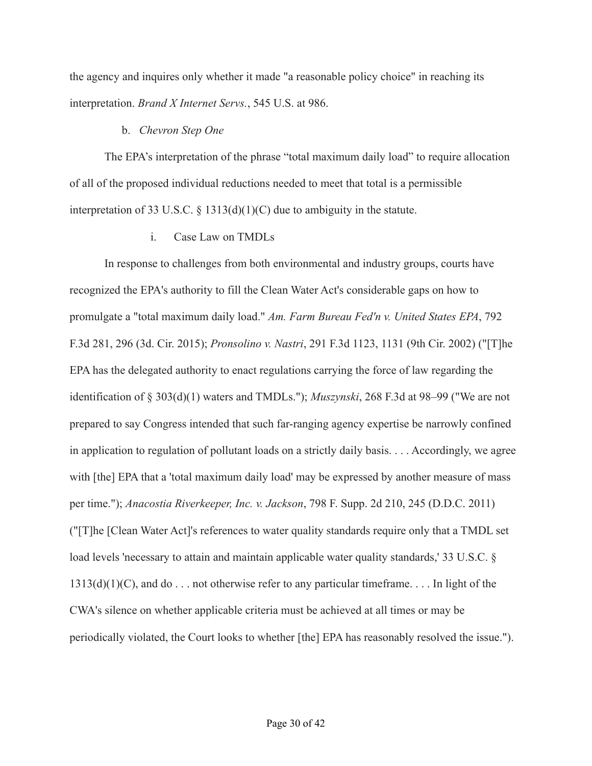the agency and inquires only whether it made "a reasonable policy choice" in reaching its interpretation. *Brand X Internet Servs.*, 545 U.S. at 986.

b. *Chevron Step One*

The EPA's interpretation of the phrase "total maximum daily load" to require allocation of all of the proposed individual reductions needed to meet that total is a permissible interpretation of 33 U.S.C. § 1313(d)(1)(C) due to ambiguity in the statute.

i. Case Law on TMDLs

In response to challenges from both environmental and industry groups, courts have recognized the EPA's authority to fill the Clean Water Act's considerable gaps on how to promulgate a "total maximum daily load." *Am. Farm Bureau Fed'n v. United States EPA*, 792 F.3d 281, 296 (3d. Cir. 2015); *Pronsolino v. Nastri*, 291 F.3d 1123, 1131 (9th Cir. 2002) ("[T]he EPA has the delegated authority to enact regulations carrying the force of law regarding the identification of § 303(d)(1) waters and TMDLs."); *Muszynski*, 268 F.3d at 98–99 ("We are not prepared to say Congress intended that such far-ranging agency expertise be narrowly confined in application to regulation of pollutant loads on a strictly daily basis. . . . Accordingly, we agree with [the] EPA that a 'total maximum daily load' may be expressed by another measure of mass per time."); *Anacostia Riverkeeper, Inc. v. Jackson*, 798 F. Supp. 2d 210, 245 (D.D.C. 2011) ("[T]he [Clean Water Act]'s references to water quality standards require only that a TMDL set load levels 'necessary to attain and maintain applicable water quality standards,' 33 U.S.C. § 1313(d)(1)(C), and do . . . not otherwise refer to any particular timeframe. . . . In light of the CWA's silence on whether applicable criteria must be achieved at all times or may be periodically violated, the Court looks to whether [the] EPA has reasonably resolved the issue.").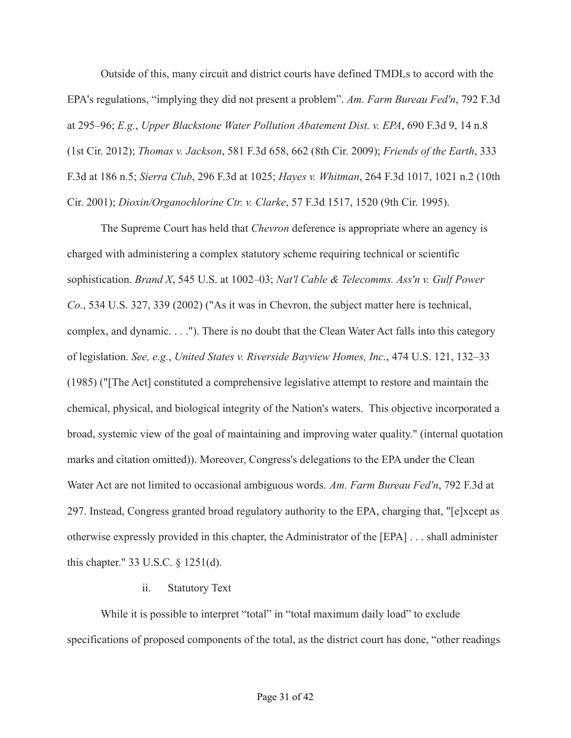Outside of this, many circuit and district courts have defined TMDLs to accord with the EPA's regulations, "implying they did not present a problem". *Am. Farm Bureau Fed'n*, 792 F.3d at 295–96; *E.g.*, *Upper Blackstone Water Pollution Abatement Dist. v. EPA*, 690 F.3d 9, 14 n.8 (1st Cir. 2012); *Thomas v. Jackson*, 581 F.3d 658, 662 (8th Cir. 2009); *Friends of the Earth*, 333 F.3d at 186 n.5; *Sierra Club*, 296 F.3d at 1025; *Hayes v. Whitman*, 264 F.3d 1017, 1021 n.2 (10th Cir. 2001); *Dioxin/Organochlorine Ctr. v. Clarke*, 57 F.3d 1517, 1520 (9th Cir. 1995).

The Supreme Court has held that *Chevron* deference is appropriate where an agency is charged with administering a complex statutory scheme requiring technical or scientific sophistication. *Brand X*, 545 U.S. at 1002–03; *Nat'l Cable & Telecomms. Ass'n v. Gulf Power Co.*, 534 U.S. 327, 339 (2002) ("As it was in Chevron, the subject matter here is technical, complex, and dynamic. . . ."). There is no doubt that the Clean Water Act falls into this category of legislation. *See, e.g.*, *United States v. Riverside Bayview Homes, Inc.*, 474 U.S. 121, 132–33 (1985) ("[The Act] constituted a comprehensive legislative attempt to restore and maintain the chemical, physical, and biological integrity of the Nation's waters. This objective incorporated a broad, systemic view of the goal of maintaining and improving water quality." (internal quotation marks and citation omitted)). Moreover, Congress's delegations to the EPA under the Clean Water Act are not limited to occasional ambiguous words. *Am. Farm Bureau Fed'n*, 792 F.3d at 297. Instead, Congress granted broad regulatory authority to the EPA, charging that, "[e]xcept as otherwise expressly provided in this chapter, the Administrator of the [EPA] . . . shall administer this chapter." 33 U.S.C. § 1251(d).

ii. Statutory Text

While it is possible to interpret "total" in "total maximum daily load" to exclude specifications of proposed components of the total, as the district court has done, "other readings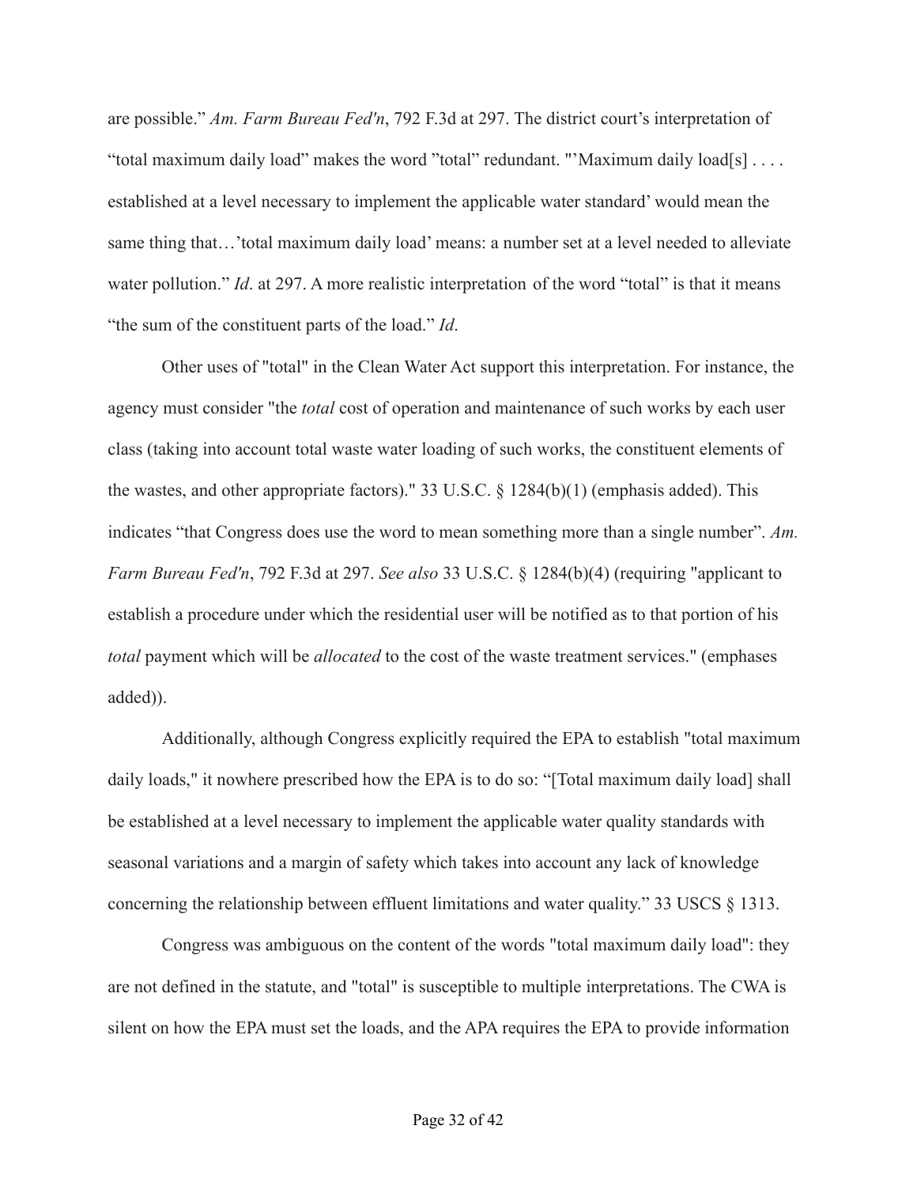are possible." *Am. Farm Bureau Fed'n*, 792 F.3d at 297. The district court's interpretation of "total maximum daily load" makes the word "total" redundant. "'Maximum daily load[s] . . . . established at a level necessary to implement the applicable water standard' would mean the same thing that…'total maximum daily load' means: a number set at a level needed to alleviate water pollution." *Id*. at 297. A more realistic interpretation of the word "total" is that it means "the sum of the constituent parts of the load." *Id*.

Other uses of "total" in the Clean Water Act support this interpretation. For instance, the agency must consider "the *total* cost of operation and maintenance of such works by each user class (taking into account total waste water loading of such works, the constituent elements of the wastes, and other appropriate factors)." 33 U.S.C. § 1284(b)(1) (emphasis added). This indicates "that Congress does use the word to mean something more than a single number". *Am. Farm Bureau Fed'n*, 792 F.3d at 297. *See also* 33 U.S.C. § 1284(b)(4) (requiring "applicant to establish a procedure under which the residential user will be notified as to that portion of his *total* payment which will be *allocated* to the cost of the waste treatment services." (emphases added)).

Additionally, although Congress explicitly required the EPA to establish "total maximum daily loads," it nowhere prescribed how the EPA is to do so: "[Total maximum daily load] shall be established at a level necessary to implement the applicable water quality standards with seasonal variations and a margin of safety which takes into account any lack of knowledge concerning the relationship between effluent limitations and water quality." 33 USCS § 1313.

Congress was ambiguous on the content of the words "total maximum daily load": they are not defined in the statute, and "total" is susceptible to multiple interpretations. The CWA is silent on how the EPA must set the loads, and the APA requires the EPA to provide information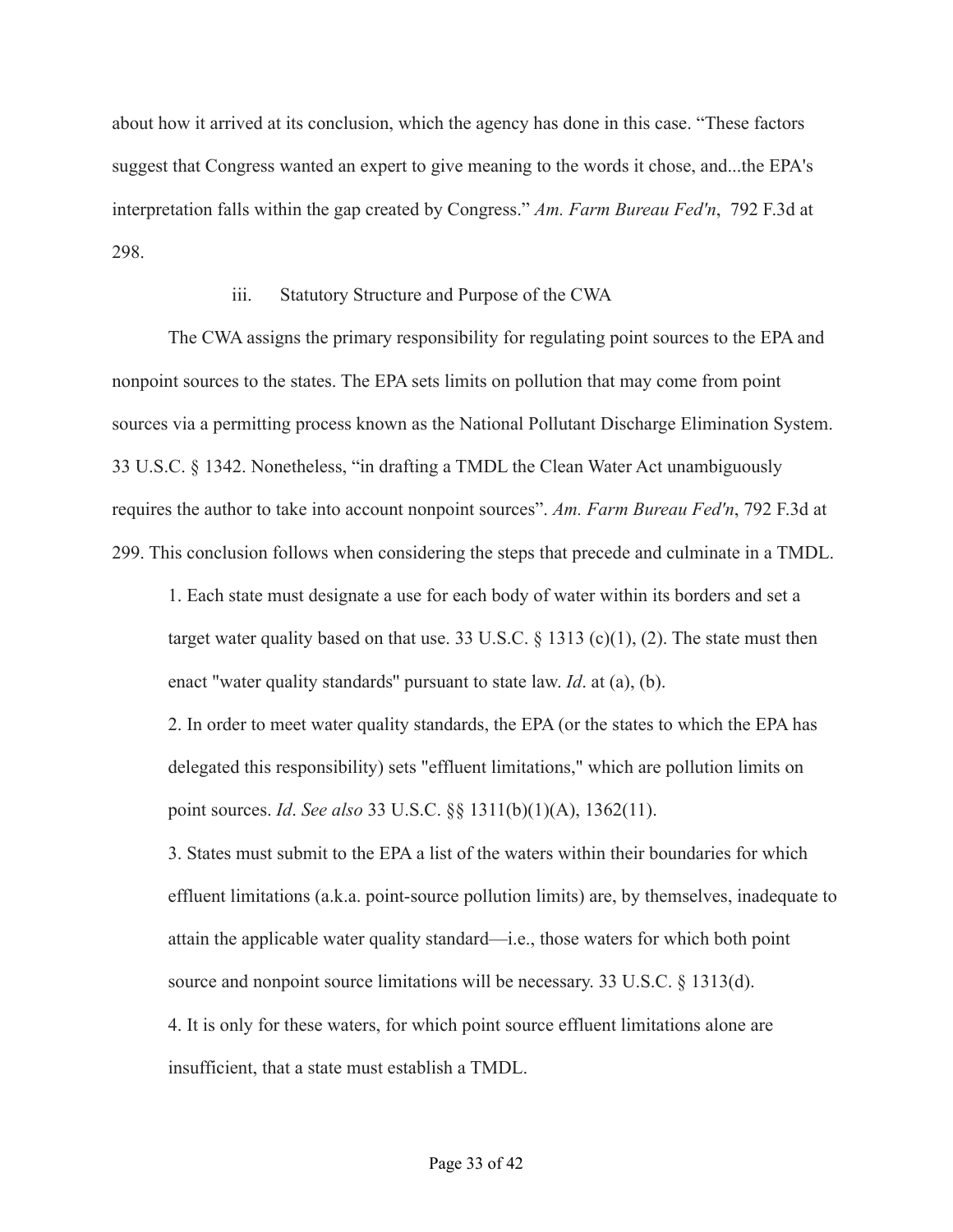about how it arrived at its conclusion, which the agency has done in this case. "These factors suggest that Congress wanted an expert to give meaning to the words it chose, and...the EPA's interpretation falls within the gap created by Congress." *Am. Farm Bureau Fed'n*, 792 F.3d at 298.

### iii. Statutory Structure and Purpose of the CWA

The CWA assigns the primary responsibility for regulating point sources to the EPA and nonpoint sources to the states. The EPA sets limits on pollution that may come from point sources via a permitting process known as the National Pollutant Discharge Elimination System. 33 U.S.C. § 1342. Nonetheless, "in drafting a TMDL the Clean Water Act unambiguously requires the author to take into account nonpoint sources". *Am. Farm Bureau Fed'n*, 792 F.3d at 299. This conclusion follows when considering the steps that precede and culminate in a TMDL.

1. Each state must designate a use for each body of water within its borders and set a target water quality based on that use. 33 U.S.C. § 1313 (c)(1), (2). The state must then enact "water quality standards" pursuant to state law. *Id*. at (a), (b).
2. In order to meet water quality standards, the EPA (or the states to which the EPA has delegated this responsibility) sets "effluent limitations," which are pollution limits on point sources. *Id*. *See also* 33 U.S.C. §§ 1311(b)(1)(A), 1362(11).
3. States must submit to the EPA a list of the waters within their boundaries for which effluent limitations (a.k.a. point-source pollution limits) are, by themselves, inadequate to attain the applicable water quality standard—i.e., those waters for which both point source and nonpoint source limitations will be necessary. 33 U.S.C. § 1313(d).
4. It is only for these waters, for which point source effluent limitations alone are insufficient, that a state must establish a TMDL.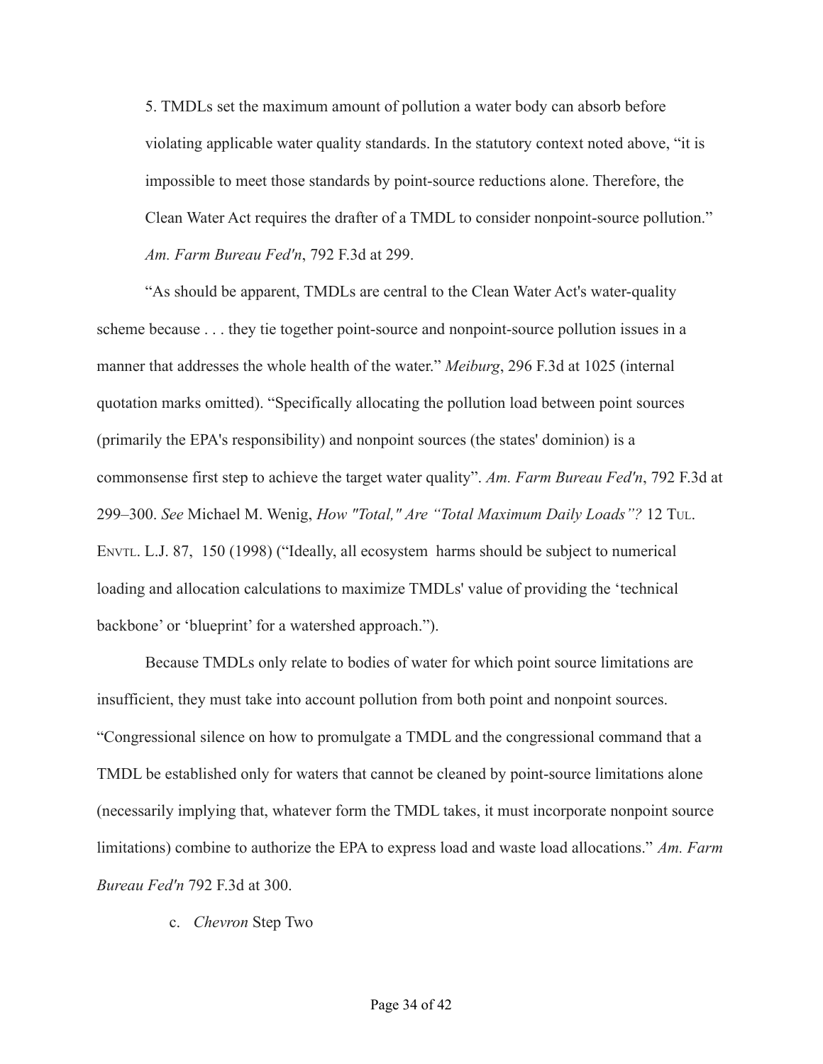5. TMDLs set the maximum amount of pollution a water body can absorb before violating applicable water quality standards. In the statutory context noted above, "it is impossible to meet those standards by point-source reductions alone. Therefore, the Clean Water Act requires the drafter of a TMDL to consider nonpoint-source pollution." *Am. Farm Bureau Fed'n*, 792 F.3d at 299.

"As should be apparent, TMDLs are central to the Clean Water Act's water-quality scheme because . . . they tie together point-source and nonpoint-source pollution issues in a manner that addresses the whole health of the water." *Meiburg*, 296 F.3d at 1025 (internal quotation marks omitted). "Specifically allocating the pollution load between point sources (primarily the EPA's responsibility) and nonpoint sources (the states' dominion) is a commonsense first step to achieve the target water quality". *Am. Farm Bureau Fed'n*, 792 F.3d at 299–300. *See* Michael M. Wenig, *How "Total," Are "Total Maximum Daily Loads"?* 12 TUL. ENVTL. L.J. 87, 150 (1998) ("Ideally, all ecosystem harms should be subject to numerical loading and allocation calculations to maximize TMDLs' value of providing the 'technical backbone' or 'blueprint' for a watershed approach.").

Because TMDLs only relate to bodies of water for which point source limitations are insufficient, they must take into account pollution from both point and nonpoint sources. "Congressional silence on how to promulgate a TMDL and the congressional command that a TMDL be established only for waters that cannot be cleaned by point-source limitations alone (necessarily implying that, whatever form the TMDL takes, it must incorporate nonpoint source limitations) combine to authorize the EPA to express load and waste load allocations." *Am. Farm Bureau Fed'n* 792 F.3d at 300.

c. *Chevron* Step Two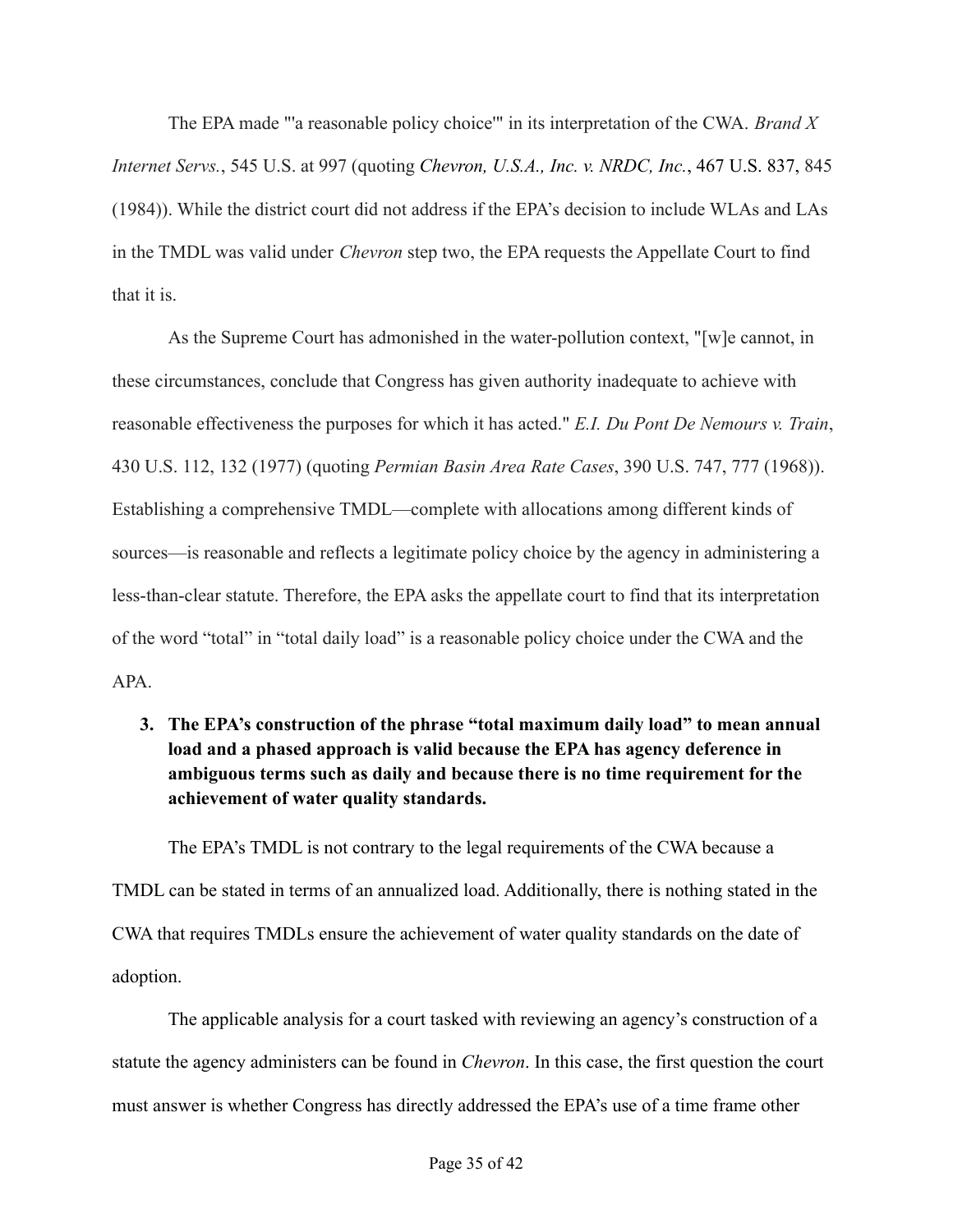The EPA made "'a reasonable policy choice'" in its interpretation of the CWA. *Brand X Internet Servs.*, 545 U.S. at 997 (quoting *Chevron, U.S.A., Inc. v. NRDC, Inc.*, 467 U.S. 837, 845 (1984)). While the district court did not address if the EPA's decision to include WLAs and LAs in the TMDL was valid under *Chevron* step two, the EPA requests the Appellate Court to find that it is.

As the Supreme Court has admonished in the water-pollution context, "[w]e cannot, in these circumstances, conclude that Congress has given authority inadequate to achieve with reasonable effectiveness the purposes for which it has acted." *E.I. Du Pont De Nemours v. Train*, 430 U.S. 112, 132 (1977) (quoting *Permian Basin Area Rate Cases*, 390 U.S. 747, 777 (1968)). Establishing a comprehensive TMDL—complete with allocations among different kinds of sources—is reasonable and reflects a legitimate policy choice by the agency in administering a less-than-clear statute. Therefore, the EPA asks the appellate court to find that its interpretation of the word "total" in "total daily load" is a reasonable policy choice under the CWA and the APA.

**3. The EPA's construction of the phrase "total maximum daily load" to mean annual load and a phased approach is valid because the EPA has agency deference in ambiguous terms such as daily and because there is no time requirement for the achievement of water quality standards.**

The EPA's TMDL is not contrary to the legal requirements of the CWA because a TMDL can be stated in terms of an annualized load. Additionally, there is nothing stated in the CWA that requires TMDLs ensure the achievement of water quality standards on the date of adoption.

The applicable analysis for a court tasked with reviewing an agency's construction of a statute the agency administers can be found in *Chevron*. In this case, the first question the court must answer is whether Congress has directly addressed the EPA's use of a time frame other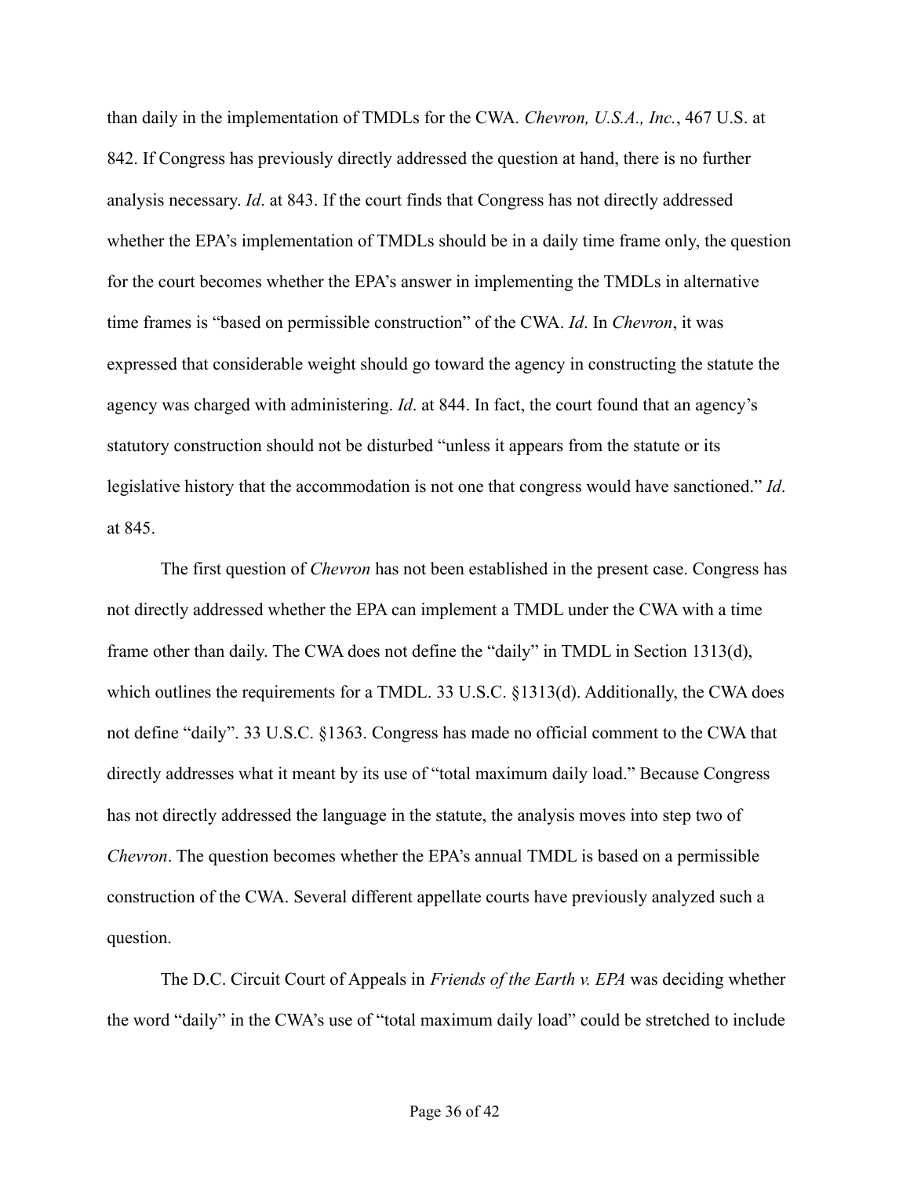than daily in the implementation of TMDLs for the CWA. *Chevron, U.S.A., Inc.*, 467 U.S. at 842. If Congress has previously directly addressed the question at hand, there is no further analysis necessary. *Id*. at 843. If the court finds that Congress has not directly addressed whether the EPA's implementation of TMDLs should be in a daily time frame only, the question for the court becomes whether the EPA's answer in implementing the TMDLs in alternative time frames is "based on permissible construction" of the CWA. *Id*. In *Chevron*, it was expressed that considerable weight should go toward the agency in constructing the statute the agency was charged with administering. *Id*. at 844. In fact, the court found that an agency's statutory construction should not be disturbed "unless it appears from the statute or its legislative history that the accommodation is not one that congress would have sanctioned." *Id*. at 845.

The first question of *Chevron* has not been established in the present case. Congress has not directly addressed whether the EPA can implement a TMDL under the CWA with a time frame other than daily. The CWA does not define the "daily" in TMDL in Section 1313(d), which outlines the requirements for a TMDL. 33 U.S.C. §1313(d). Additionally, the CWA does not define "daily". 33 U.S.C. §1363. Congress has made no official comment to the CWA that directly addresses what it meant by its use of "total maximum daily load." Because Congress has not directly addressed the language in the statute, the analysis moves into step two of *Chevron*. The question becomes whether the EPA's annual TMDL is based on a permissible construction of the CWA. Several different appellate courts have previously analyzed such a question.

The D.C. Circuit Court of Appeals in *Friends of the Earth v. EPA* was deciding whether the word "daily" in the CWA's use of "total maximum daily load" could be stretched to include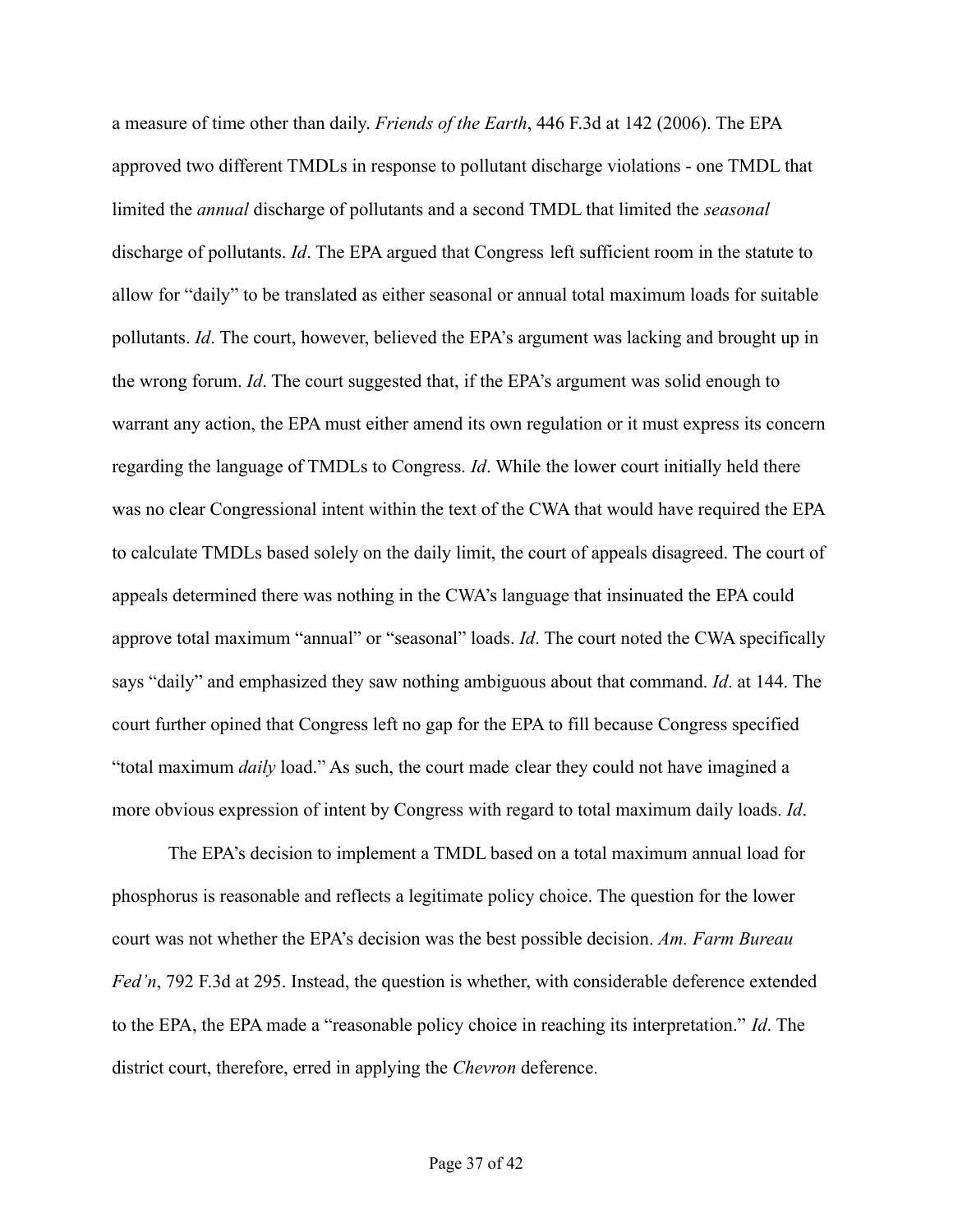a measure of time other than daily. *Friends of the Earth*, 446 F.3d at 142 (2006). The EPA approved two different TMDLs in response to pollutant discharge violations - one TMDL that limited the *annual* discharge of pollutants and a second TMDL that limited the *seasonal* discharge of pollutants. *Id*. The EPA argued that Congress left sufficient room in the statute to allow for "daily" to be translated as either seasonal or annual total maximum loads for suitable pollutants. *Id*. The court, however, believed the EPA's argument was lacking and brought up in the wrong forum. *Id*. The court suggested that, if the EPA's argument was solid enough to warrant any action, the EPA must either amend its own regulation or it must express its concern regarding the language of TMDLs to Congress. *Id*. While the lower court initially held there was no clear Congressional intent within the text of the CWA that would have required the EPA to calculate TMDLs based solely on the daily limit, the court of appeals disagreed. The court of appeals determined there was nothing in the CWA's language that insinuated the EPA could approve total maximum "annual" or "seasonal" loads. *Id*. The court noted the CWA specifically says "daily" and emphasized they saw nothing ambiguous about that command. *Id*. at 144. The court further opined that Congress left no gap for the EPA to fill because Congress specified "total maximum *daily* load." As such, the court made clear they could not have imagined a more obvious expression of intent by Congress with regard to total maximum daily loads. *Id*.

The EPA's decision to implement a TMDL based on a total maximum annual load for phosphorus is reasonable and reflects a legitimate policy choice. The question for the lower court was not whether the EPA's decision was the best possible decision. *Am. Farm Bureau Fed'n*, 792 F.3d at 295. Instead, the question is whether, with considerable deference extended to the EPA, the EPA made a "reasonable policy choice in reaching its interpretation." *Id*. The district court, therefore, erred in applying the *Chevron* deference.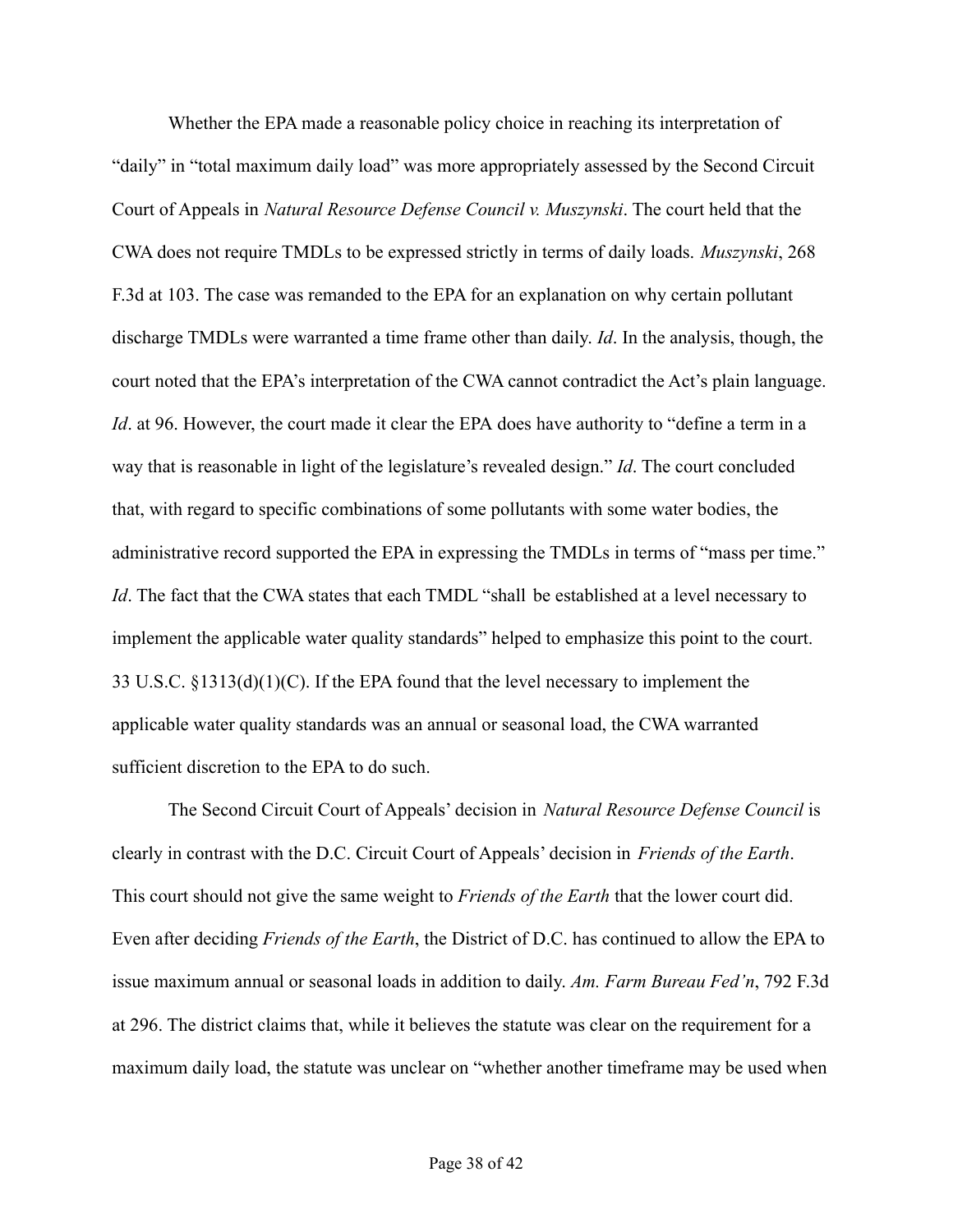Whether the EPA made a reasonable policy choice in reaching its interpretation of "daily" in "total maximum daily load" was more appropriately assessed by the Second Circuit Court of Appeals in *Natural Resource Defense Council v. Muszynski*. The court held that the CWA does not require TMDLs to be expressed strictly in terms of daily loads. *Muszynski*, 268 F.3d at 103. The case was remanded to the EPA for an explanation on why certain pollutant discharge TMDLs were warranted a time frame other than daily. *Id*. In the analysis, though, the court noted that the EPA's interpretation of the CWA cannot contradict the Act's plain language. *Id*. at 96. However, the court made it clear the EPA does have authority to "define a term in a way that is reasonable in light of the legislature's revealed design." *Id*. The court concluded that, with regard to specific combinations of some pollutants with some water bodies, the administrative record supported the EPA in expressing the TMDLs in terms of "mass per time." *Id*. The fact that the CWA states that each TMDL "shall be established at a level necessary to implement the applicable water quality standards" helped to emphasize this point to the court. 33 U.S.C. §1313(d)(1)(C). If the EPA found that the level necessary to implement the applicable water quality standards was an annual or seasonal load, the CWA warranted sufficient discretion to the EPA to do such.

The Second Circuit Court of Appeals' decision in *Natural Resource Defense Council* is clearly in contrast with the D.C. Circuit Court of Appeals' decision in *Friends of the Earth*. This court should not give the same weight to *Friends of the Earth* that the lower court did. Even after deciding *Friends of the Earth*, the District of D.C. has continued to allow the EPA to issue maximum annual or seasonal loads in addition to daily. *Am. Farm Bureau Fed'n*, 792 F.3d at 296. The district claims that, while it believes the statute was clear on the requirement for a maximum daily load, the statute was unclear on "whether another timeframe may be used when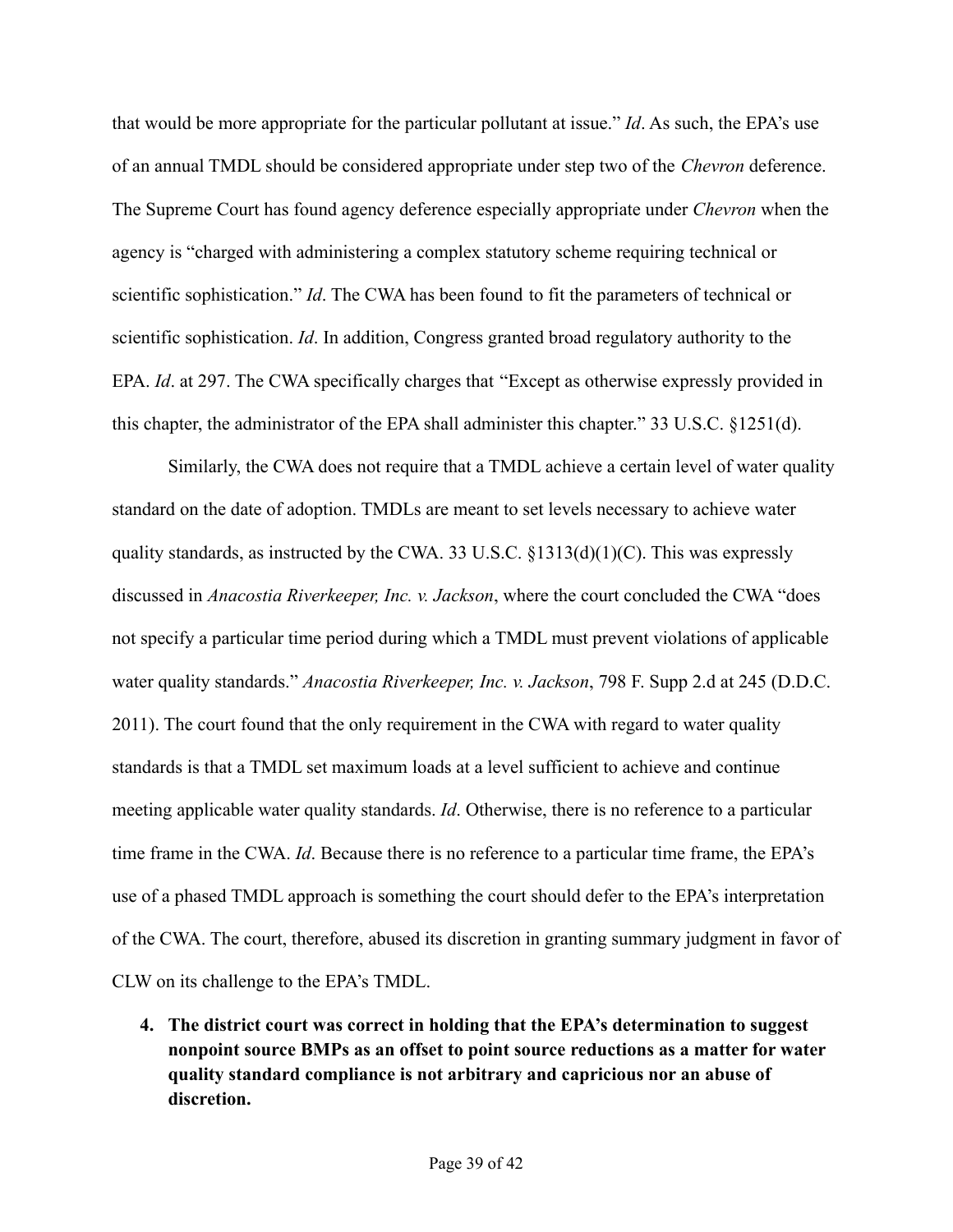that would be more appropriate for the particular pollutant at issue." *Id*. As such, the EPA's use of an annual TMDL should be considered appropriate under step two of the *Chevron* deference. The Supreme Court has found agency deference especially appropriate under *Chevron* when the agency is "charged with administering a complex statutory scheme requiring technical or scientific sophistication." *Id*. The CWA has been found to fit the parameters of technical or scientific sophistication. *Id*. In addition, Congress granted broad regulatory authority to the EPA. *Id*. at 297. The CWA specifically charges that "Except as otherwise expressly provided in this chapter, the administrator of the EPA shall administer this chapter." 33 U.S.C. §1251(d).

Similarly, the CWA does not require that a TMDL achieve a certain level of water quality standard on the date of adoption. TMDLs are meant to set levels necessary to achieve water quality standards, as instructed by the CWA. 33 U.S.C. §1313(d)(1)(C). This was expressly discussed in *Anacostia Riverkeeper, Inc. v. Jackson*, where the court concluded the CWA "does not specify a particular time period during which a TMDL must prevent violations of applicable water quality standards." *Anacostia Riverkeeper, Inc. v. Jackson*, 798 F. Supp 2.d at 245 (D.D.C. 2011). The court found that the only requirement in the CWA with regard to water quality standards is that a TMDL set maximum loads at a level sufficient to achieve and continue meeting applicable water quality standards. *Id*. Otherwise, there is no reference to a particular time frame in the CWA. *Id*. Because there is no reference to a particular time frame, the EPA's use of a phased TMDL approach is something the court should defer to the EPA's interpretation of the CWA. The court, therefore, abused its discretion in granting summary judgment in favor of CLW on its challenge to the EPA's TMDL.

4. **The district court was correct in holding that the EPA's determination to suggest nonpoint source BMPs as an offset to point source reductions as a matter for water quality standard compliance is not arbitrary and capricious nor an abuse of discretion.**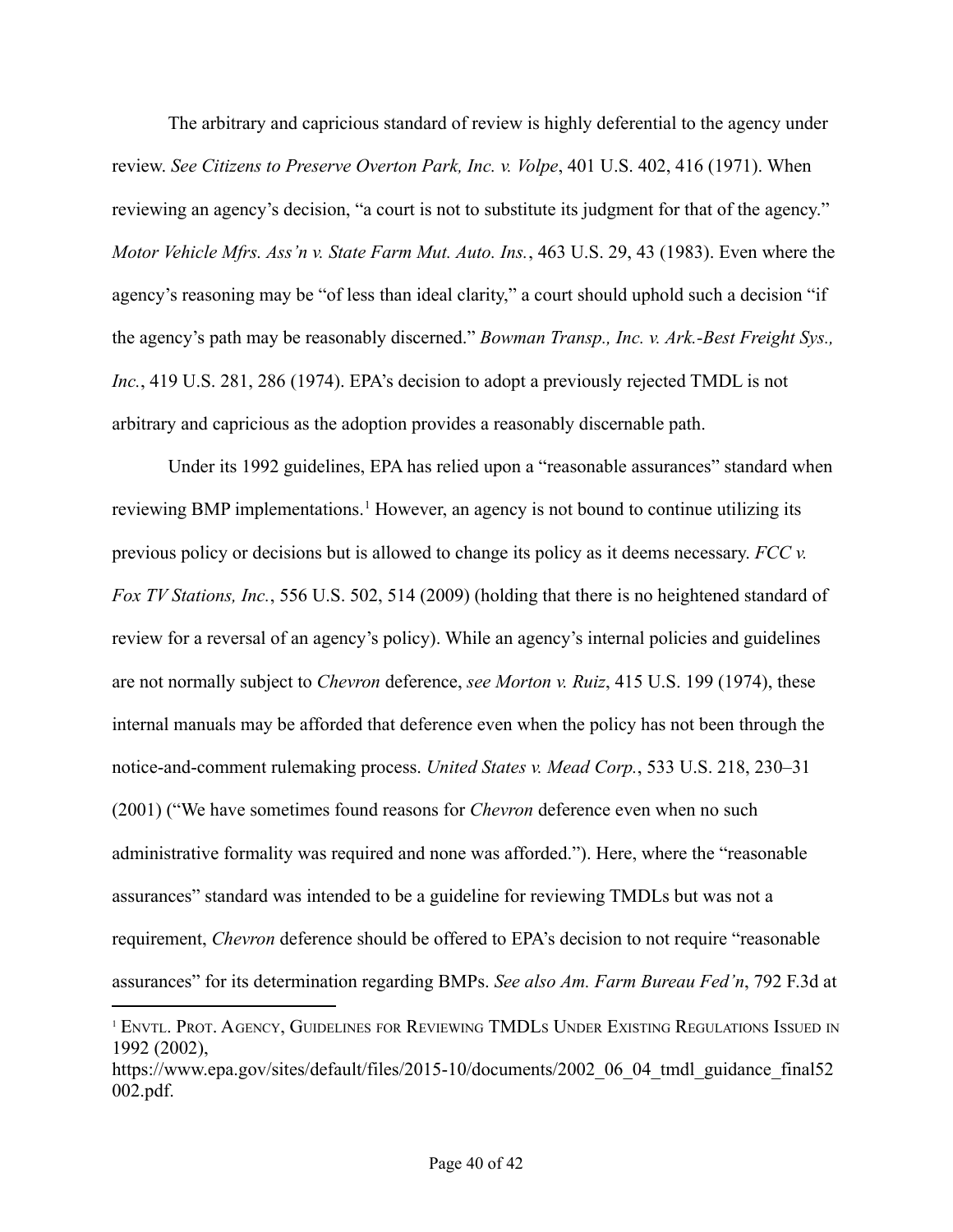The arbitrary and capricious standard of review is highly deferential to the agency under review. *See Citizens to Preserve Overton Park, Inc. v. Volpe*, 401 U.S. 402, 416 (1971). When reviewing an agency's decision, "a court is not to substitute its judgment for that of the agency." *Motor Vehicle Mfrs. Ass'n v. State Farm Mut. Auto. Ins.*, 463 U.S. 29, 43 (1983). Even where the agency's reasoning may be "of less than ideal clarity," a court should uphold such a decision "if the agency's path may be reasonably discerned." *Bowman Transp., Inc. v. Ark.-Best Freight Sys., Inc.*, 419 U.S. 281, 286 (1974). EPA's decision to adopt a previously rejected TMDL is not arbitrary and capricious as the adoption provides a reasonably discernable path.

Under its 1992 guidelines, EPA has relied upon a "reasonable assurances" standard when reviewing BMP implementations.[1] However, an agency is not bound to continue utilizing its previous policy or decisions but is allowed to change its policy as it deems necessary. *FCC v. Fox TV Stations, Inc.*, 556 U.S. 502, 514 (2009) (holding that there is no heightened standard of review for a reversal of an agency's policy). While an agency's internal policies and guidelines are not normally subject to *Chevron* deference, *see Morton v. Ruiz*, 415 U.S. 199 (1974), these internal manuals may be afforded that deference even when the policy has not been through the notice-and-comment rulemaking process. *United States v. Mead Corp.*, 533 U.S. 218, 230–31 (2001) ("We have sometimes found reasons for *Chevron* deference even when no such administrative formality was required and none was afforded."). Here, where the "reasonable assurances" standard was intended to be a guideline for reviewing TMDLs but was not a requirement, *Chevron* deference should be offered to EPA's decision to not require "reasonable assurances" for its determination regarding BMPs. *See also Am. Farm Bureau Fed'n*, 792 F.3d at

---

[1] ENVTL. PROT. AGENCY, GUIDELINES FOR REVIEWING TMDLS UNDER EXISTING REGULATIONS ISSUED IN 1992 (2002), https://www.epa.gov/sites/default/files/2015-10/documents/2002_06_04_tmdl_guidance_final52002.pdf.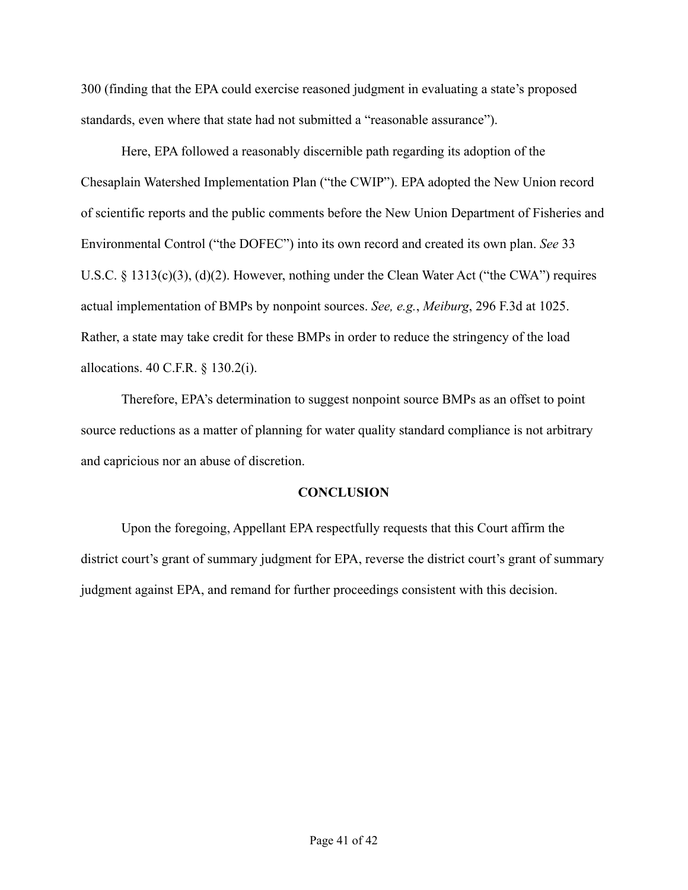300 (finding that the EPA could exercise reasoned judgment in evaluating a state's proposed standards, even where that state had not submitted a "reasonable assurance").

Here, EPA followed a reasonably discernible path regarding its adoption of the Chesaplain Watershed Implementation Plan ("the CWIP"). EPA adopted the New Union record of scientific reports and the public comments before the New Union Department of Fisheries and Environmental Control ("the DOFEC") into its own record and created its own plan. *See* 33 U.S.C. § 1313(c)(3), (d)(2). However, nothing under the Clean Water Act ("the CWA") requires actual implementation of BMPs by nonpoint sources. *See, e.g.*, *Meiburg*, 296 F.3d at 1025. Rather, a state may take credit for these BMPs in order to reduce the stringency of the load allocations. 40 C.F.R. § 130.2(i).

Therefore, EPA's determination to suggest nonpoint source BMPs as an offset to point source reductions as a matter of planning for water quality standard compliance is not arbitrary and capricious nor an abuse of discretion.

## CONCLUSION

Upon the foregoing, Appellant EPA respectfully requests that this Court affirm the district court's grant of summary judgment for EPA, reverse the district court's grant of summary judgment against EPA, and remand for further proceedings consistent with this decision.